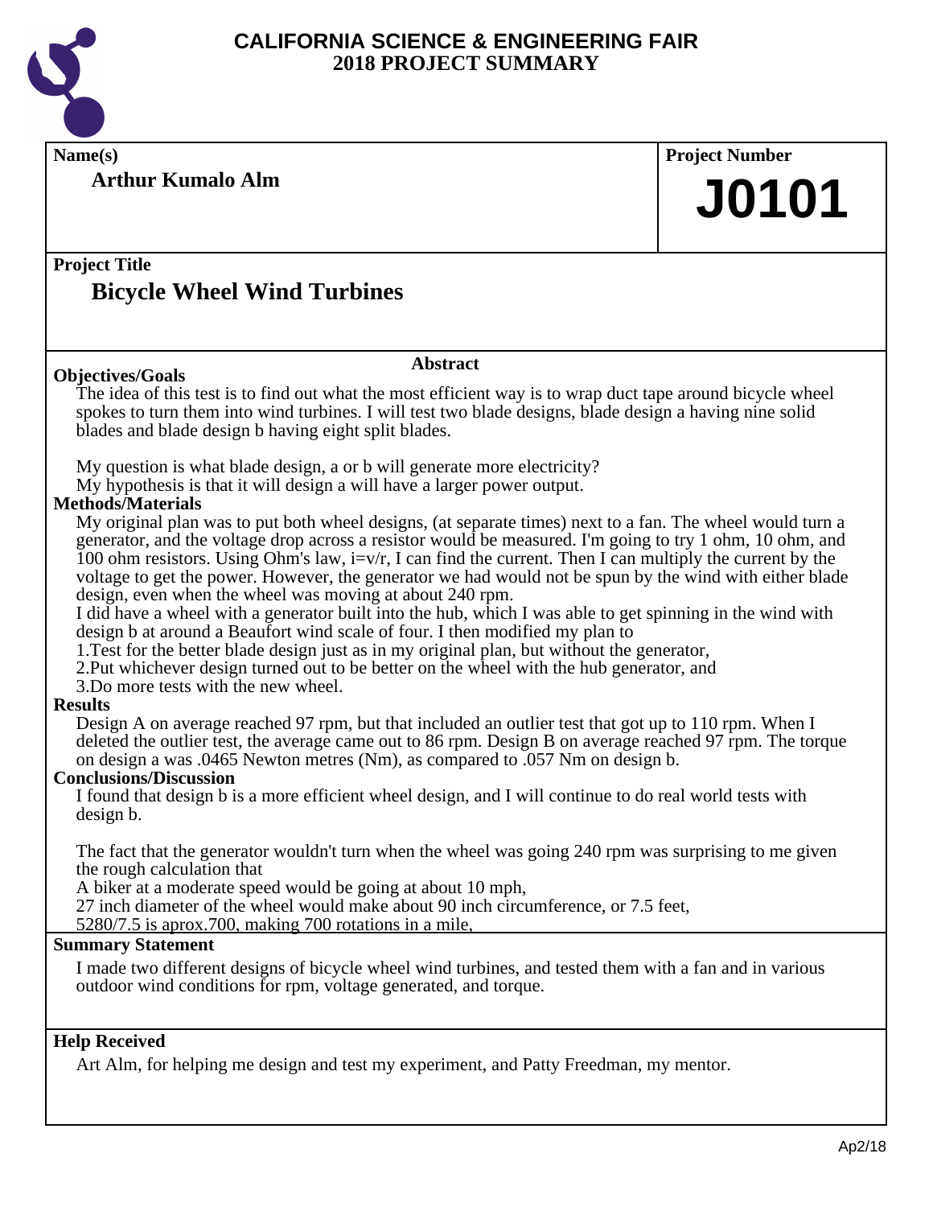# CALIFORNIA SCIENCE & ENGINEERING FAIR
# 2018 PROJECT SUMMARY

**Name(s)**

**Arthur Kumalo Alm**

**Project Number**

**J0101**

**Project Title**

## Bicycle Wheel Wind Turbines

### Abstract

**Objectives/Goals**

The idea of this test is to find out what the most efficient way is to wrap duct tape around bicycle wheel spokes to turn them into wind turbines. I will test two blade designs, blade design a having nine solid blades and blade design b having eight split blades.

My question is what blade design, a or b will generate more electricity?
My hypothesis is that it will design a will have a larger power output.

**Methods/Materials**

My original plan was to put both wheel designs, (at separate times) next to a fan. The wheel would turn a generator, and the voltage drop across a resistor would be measured. I'm going to try 1 ohm, 10 ohm, and 100 ohm resistors. Using Ohm's law, $i=v/r$, I can find the current. Then I can multiply the current by the voltage to get the power. However, the generator we had would not be spun by the wind with either blade design, even when the wheel was moving at about 240 rpm.
I did have a wheel with a generator built into the hub, which I was able to get spinning in the wind with design b at around a Beaufort wind scale of four. I then modified my plan to

1. Test for the better blade design just as in my original plan, but without the generator,
2. Put whichever design turned out to be better on the wheel with the hub generator, and
3. Do more tests with the new wheel.

**Results**

Design A on average reached 97 rpm, but that included an outlier test that got up to 110 rpm. When I deleted the outlier test, the average came out to 86 rpm. Design B on average reached 97 rpm. The torque on design a was .0465 Newton metres (Nm), as compared to .057 Nm on design b.

**Conclusions/Discussion**

I found that design b is a more efficient wheel design, and I will continue to do real world tests with design b.

The fact that the generator wouldn't turn when the wheel was going 240 rpm was surprising to me given the rough calculation that
A biker at a moderate speed would be going at about 10 mph,
27 inch diameter of the wheel would make about 90 inch circumference, or 7.5 feet,
5280/7.5 is aprox.700, making 700 rotations in a mile,

**Summary Statement**

I made two different designs of bicycle wheel wind turbines, and tested them with a fan and in various outdoor wind conditions for rpm, voltage generated, and torque.

**Help Received**

Art Alm, for helping me design and test my experiment, and Patty Freedman, my mentor.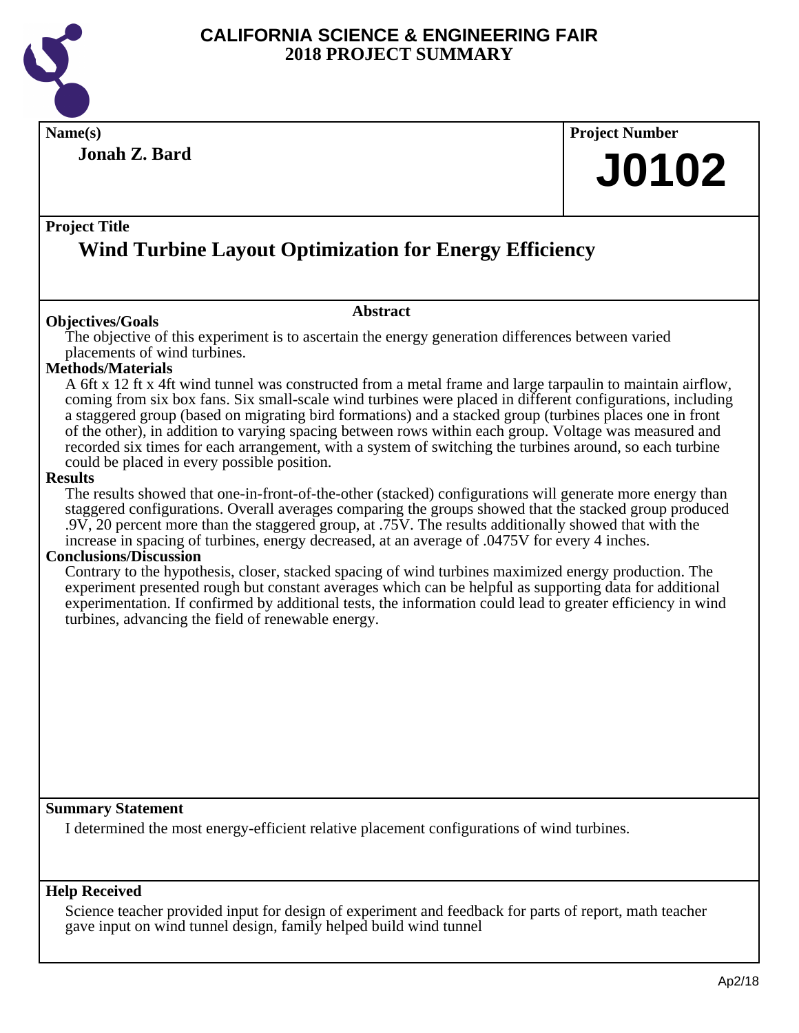# CALIFORNIA SCIENCE & ENGINEERING FAIR
# 2018 PROJECT SUMMARY

**Name(s)**

**Jonah Z. Bard**

**Project Number**

**J0102**

**Project Title**

## Wind Turbine Layout Optimization for Energy Efficiency

### Abstract

**Objectives/Goals**

The objective of this experiment is to ascertain the energy generation differences between varied placements of wind turbines.

**Methods/Materials**

A 6ft x 12 ft x 4ft wind tunnel was constructed from a metal frame and large tarpaulin to maintain airflow, coming from six box fans. Six small-scale wind turbines were placed in different configurations, including a staggered group (based on migrating bird formations) and a stacked group (turbines places one in front of the other), in addition to varying spacing between rows within each group. Voltage was measured and recorded six times for each arrangement, with a system of switching the turbines around, so each turbine could be placed in every possible position.

**Results**

The results showed that one-in-front-of-the-other (stacked) configurations will generate more energy than staggered configurations. Overall averages comparing the groups showed that the stacked group produced .9V, 20 percent more than the staggered group, at .75V. The results additionally showed that with the increase in spacing of turbines, energy decreased, at an average of .0475V for every 4 inches.

**Conclusions/Discussion**

Contrary to the hypothesis, closer, stacked spacing of wind turbines maximized energy production. The experiment presented rough but constant averages which can be helpful as supporting data for additional experimentation. If confirmed by additional tests, the information could lead to greater efficiency in wind turbines, advancing the field of renewable energy.

**Summary Statement**

I determined the most energy-efficient relative placement configurations of wind turbines.

**Help Received**

Science teacher provided input for design of experiment and feedback for parts of report, math teacher gave input on wind tunnel design, family helped build wind tunnel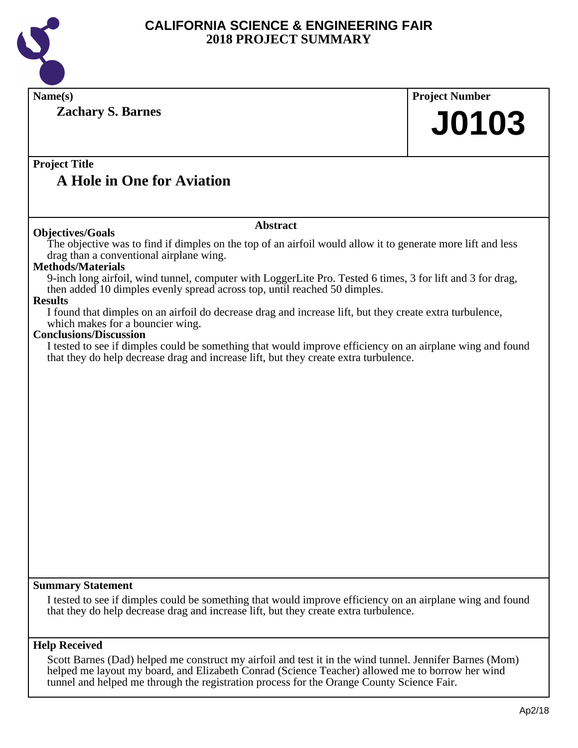# CALIFORNIA SCIENCE & ENGINEERING FAIR
## 2018 PROJECT SUMMARY

**Name(s)**

**Zachary S. Barnes**

**Project Number**

# J0103

**Project Title**

## A Hole in One for Aviation

### Abstract

**Objectives/Goals**

The objective was to find if dimples on the top of an airfoil would allow it to generate more lift and less drag than a conventional airplane wing.

**Methods/Materials**

9-inch long airfoil, wind tunnel, computer with LoggerLite Pro. Tested 6 times, 3 for lift and 3 for drag, then added 10 dimples evenly spread across top, until reached 50 dimples.

**Results**

I found that dimples on an airfoil do decrease drag and increase lift, but they create extra turbulence, which makes for a bouncier wing.

**Conclusions/Discussion**

I tested to see if dimples could be something that would improve efficiency on an airplane wing and found that they do help decrease drag and increase lift, but they create extra turbulence.

**Summary Statement**

I tested to see if dimples could be something that would improve efficiency on an airplane wing and found that they do help decrease drag and increase lift, but they create extra turbulence.

**Help Received**

Scott Barnes (Dad) helped me construct my airfoil and test it in the wind tunnel. Jennifer Barnes (Mom) helped me layout my board, and Elizabeth Conrad (Science Teacher) allowed me to borrow her wind tunnel and helped me through the registration process for the Orange County Science Fair.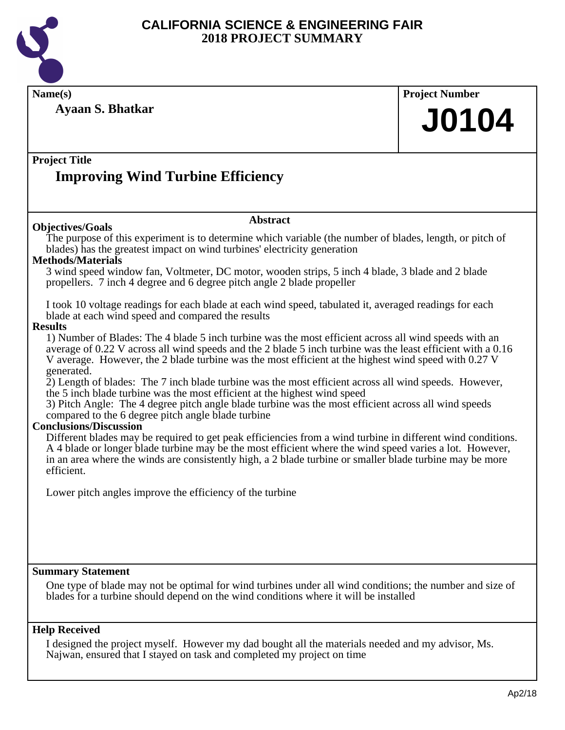# CALIFORNIA SCIENCE & ENGINEERING FAIR
## 2018 PROJECT SUMMARY

**Name(s)**

**Ayaan S. Bhatkar**

**Project Number**

**J0104**

**Project Title**

## Improving Wind Turbine Efficiency

### Abstract

**Objectives/Goals**

The purpose of this experiment is to determine which variable (the number of blades, length, or pitch of blades) has the greatest impact on wind turbines' electricity generation

**Methods/Materials**

3 wind speed window fan, Voltmeter, DC motor, wooden strips, 5 inch 4 blade, 3 blade and 2 blade propellers. 7 inch 4 degree and 6 degree pitch angle 2 blade propeller

I took 10 voltage readings for each blade at each wind speed, tabulated it, averaged readings for each blade at each wind speed and compared the results

**Results**

1) Number of Blades: The 4 blade 5 inch turbine was the most efficient across all wind speeds with an average of 0.22 V across all wind speeds and the 2 blade 5 inch turbine was the least efficient with a 0.16 V average. However, the 2 blade turbine was the most efficient at the highest wind speed with 0.27 V generated.
2) Length of blades: The 7 inch blade turbine was the most efficient across all wind speeds. However, the 5 inch blade turbine was the most efficient at the highest wind speed
3) Pitch Angle: The 4 degree pitch angle blade turbine was the most efficient across all wind speeds compared to the 6 degree pitch angle blade turbine

**Conclusions/Discussion**

Different blades may be required to get peak efficiencies from a wind turbine in different wind conditions. A 4 blade or longer blade turbine may be the most efficient where the wind speed varies a lot. However, in an area where the winds are consistently high, a 2 blade turbine or smaller blade turbine may be more efficient.

Lower pitch angles improve the efficiency of the turbine

**Summary Statement**

One type of blade may not be optimal for wind turbines under all wind conditions; the number and size of blades for a turbine should depend on the wind conditions where it will be installed

**Help Received**

I designed the project myself. However my dad bought all the materials needed and my advisor, Ms. Najwan, ensured that I stayed on task and completed my project on time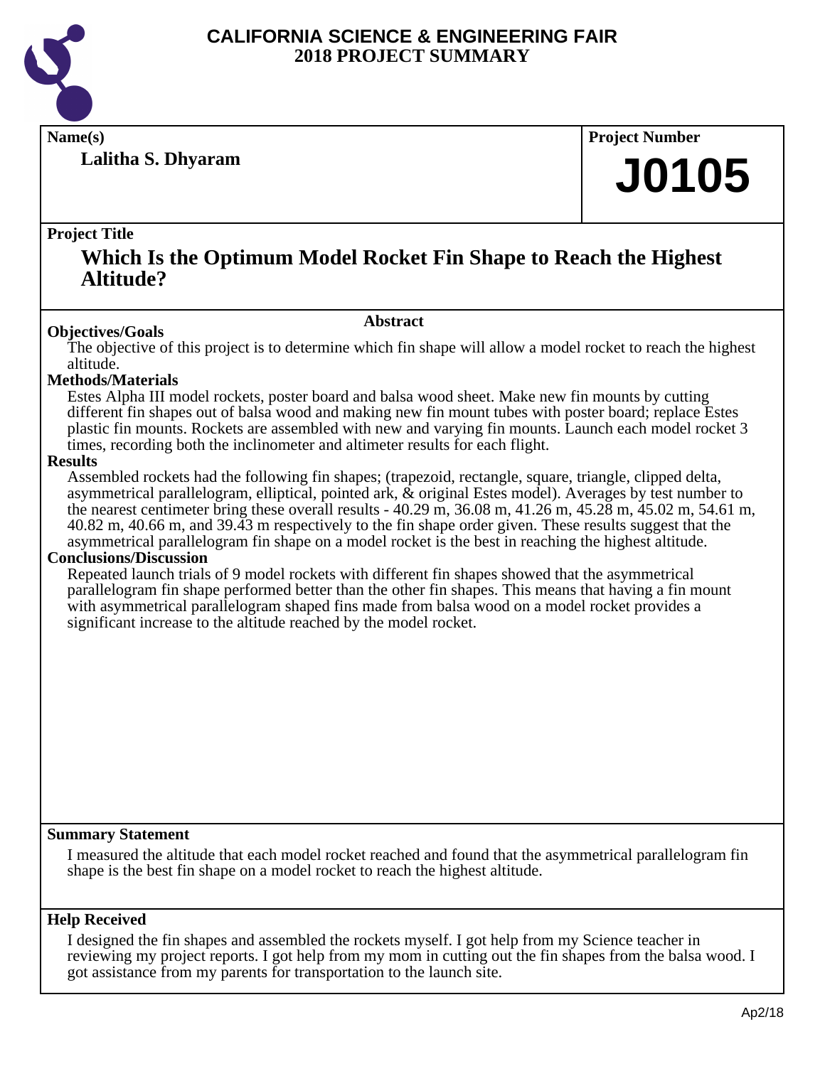# CALIFORNIA SCIENCE & ENGINEERING FAIR
## 2018 PROJECT SUMMARY

**Name(s)**

**Lalitha S. Dhyaram**

**Project Number**

**J0105**

**Project Title**

## Which Is the Optimum Model Rocket Fin Shape to Reach the Highest Altitude?

### Abstract

**Objectives/Goals**

The objective of this project is to determine which fin shape will allow a model rocket to reach the highest altitude.

**Methods/Materials**

Estes Alpha III model rockets, poster board and balsa wood sheet. Make new fin mounts by cutting different fin shapes out of balsa wood and making new fin mount tubes with poster board; replace Estes plastic fin mounts. Rockets are assembled with new and varying fin mounts. Launch each model rocket 3 times, recording both the inclinometer and altimeter results for each flight.

**Results**

Assembled rockets had the following fin shapes; (trapezoid, rectangle, square, triangle, clipped delta, asymmetrical parallelogram, elliptical, pointed ark, & original Estes model). Averages by test number to the nearest centimeter bring these overall results - 40.29 m, 36.08 m, 41.26 m, 45.28 m, 45.02 m, 54.61 m, 40.82 m, 40.66 m, and 39.43 m respectively to the fin shape order given. These results suggest that the asymmetrical parallelogram fin shape on a model rocket is the best in reaching the highest altitude.

**Conclusions/Discussion**

Repeated launch trials of 9 model rockets with different fin shapes showed that the asymmetrical parallelogram fin shape performed better than the other fin shapes. This means that having a fin mount with asymmetrical parallelogram shaped fins made from balsa wood on a model rocket provides a significant increase to the altitude reached by the model rocket.

**Summary Statement**

I measured the altitude that each model rocket reached and found that the asymmetrical parallelogram fin shape is the best fin shape on a model rocket to reach the highest altitude.

**Help Received**

I designed the fin shapes and assembled the rockets myself. I got help from my Science teacher in reviewing my project reports. I got help from my mom in cutting out the fin shapes from the balsa wood. I got assistance from my parents for transportation to the launch site.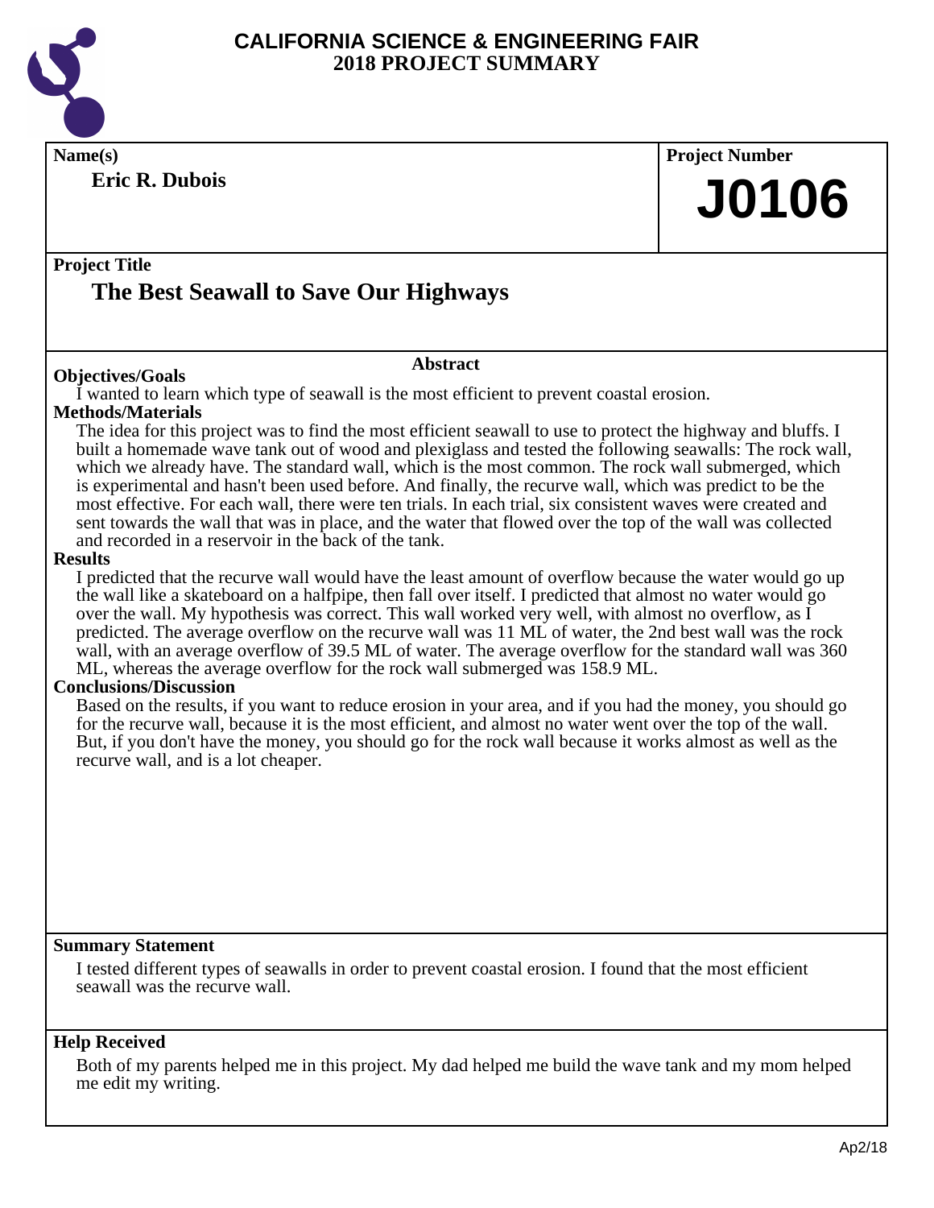# CALIFORNIA SCIENCE & ENGINEERING FAIR
## 2018 PROJECT SUMMARY

**Name(s)**

**Eric R. Dubois**

**Project Number**

**J0106**

**Project Title**

## The Best Seawall to Save Our Highways

### Abstract

**Objectives/Goals**

I wanted to learn which type of seawall is the most efficient to prevent coastal erosion.

**Methods/Materials**

The idea for this project was to find the most efficient seawall to use to protect the highway and bluffs. I built a homemade wave tank out of wood and plexiglass and tested the following seawalls: The rock wall, which we already have. The standard wall, which is the most common. The rock wall submerged, which is experimental and hasn't been used before. And finally, the recurve wall, which was predict to be the most effective. For each wall, there were ten trials. In each trial, six consistent waves were created and sent towards the wall that was in place, and the water that flowed over the top of the wall was collected and recorded in a reservoir in the back of the tank.

**Results**

I predicted that the recurve wall would have the least amount of overflow because the water would go up the wall like a skateboard on a halfpipe, then fall over itself. I predicted that almost no water would go over the wall. My hypothesis was correct. This wall worked very well, with almost no overflow, as I predicted. The average overflow on the recurve wall was 11 ML of water, the 2nd best wall was the rock wall, with an average overflow of 39.5 ML of water. The average overflow for the standard wall was 360 ML, whereas the average overflow for the rock wall submerged was 158.9 ML.

**Conclusions/Discussion**

Based on the results, if you want to reduce erosion in your area, and if you had the money, you should go for the recurve wall, because it is the most efficient, and almost no water went over the top of the wall. But, if you don't have the money, you should go for the rock wall because it works almost as well as the recurve wall, and is a lot cheaper.

**Summary Statement**

I tested different types of seawalls in order to prevent coastal erosion. I found that the most efficient seawall was the recurve wall.

**Help Received**

Both of my parents helped me in this project. My dad helped me build the wave tank and my mom helped me edit my writing.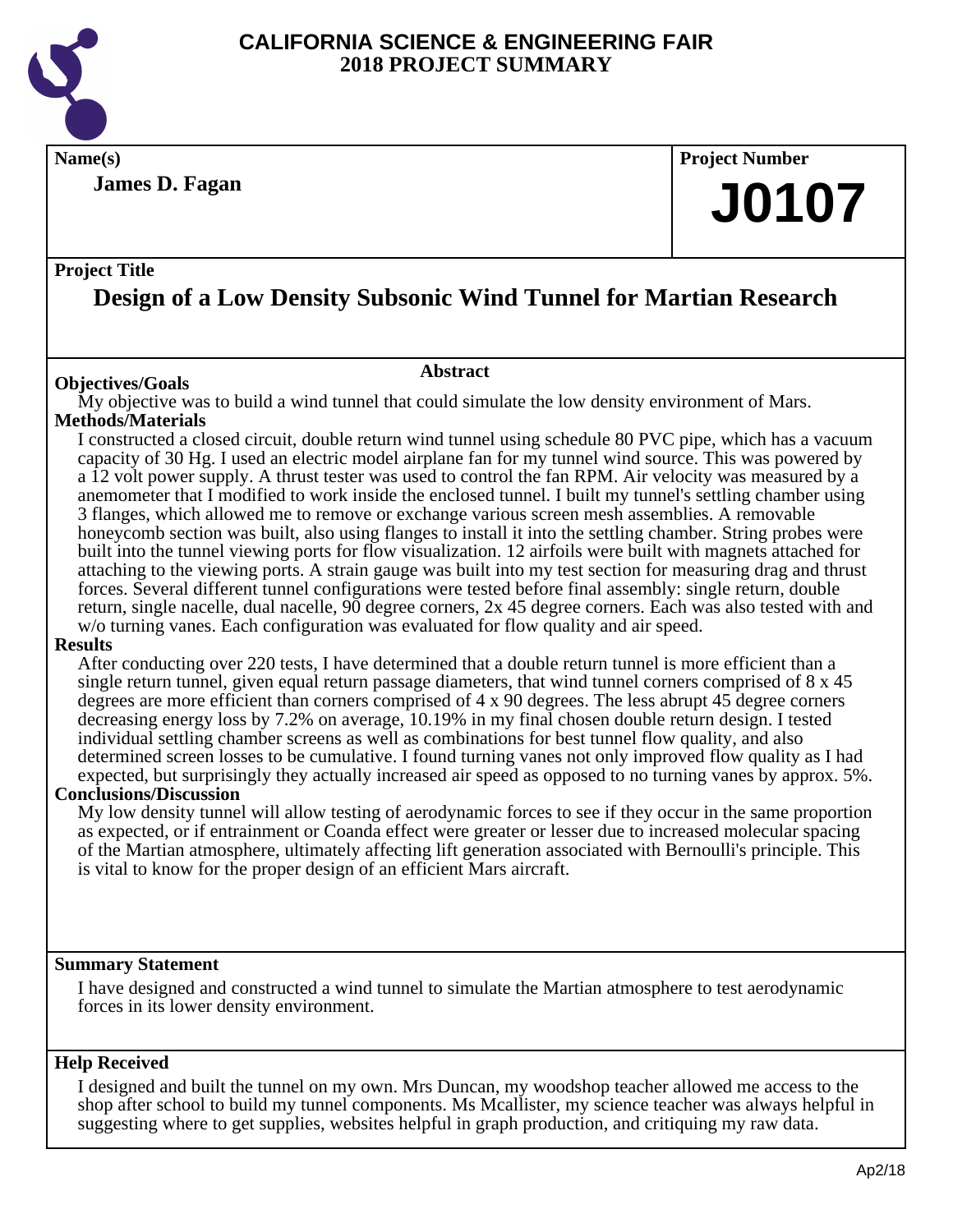# CALIFORNIA SCIENCE & ENGINEERING FAIR
# 2018 PROJECT SUMMARY

**Name(s)**

**James D. Fagan**

**Project Number**

# J0107

**Project Title**

## Design of a Low Density Subsonic Wind Tunnel for Martian Research

### Abstract

**Objectives/Goals**

My objective was to build a wind tunnel that could simulate the low density environment of Mars.

**Methods/Materials**

I constructed a closed circuit, double return wind tunnel using schedule 80 PVC pipe, which has a vacuum capacity of 30 Hg. I used an electric model airplane fan for my tunnel wind source. This was powered by a 12 volt power supply. A thrust tester was used to control the fan RPM. Air velocity was measured by a anemometer that I modified to work inside the enclosed tunnel. I built my tunnel's settling chamber using 3 flanges, which allowed me to remove or exchange various screen mesh assemblies. A removable honeycomb section was built, also using flanges to install it into the settling chamber. String probes were built into the tunnel viewing ports for flow visualization. 12 airfoils were built with magnets attached for attaching to the viewing ports. A strain gauge was built into my test section for measuring drag and thrust forces. Several different tunnel configurations were tested before final assembly: single return, double return, single nacelle, dual nacelle, 90 degree corners, 2x 45 degree corners. Each was also tested with and w/o turning vanes. Each configuration was evaluated for flow quality and air speed.

**Results**

After conducting over 220 tests, I have determined that a double return tunnel is more efficient than a single return tunnel, given equal return passage diameters, that wind tunnel corners comprised of 8 x 45 degrees are more efficient than corners comprised of 4 x 90 degrees. The less abrupt 45 degree corners decreasing energy loss by 7.2% on average, 10.19% in my final chosen double return design. I tested individual settling chamber screens as well as combinations for best tunnel flow quality, and also determined screen losses to be cumulative. I found turning vanes not only improved flow quality as I had expected, but surprisingly they actually increased air speed as opposed to no turning vanes by approx. 5%.

**Conclusions/Discussion**

My low density tunnel will allow testing of aerodynamic forces to see if they occur in the same proportion as expected, or if entrainment or Coanda effect were greater or lesser due to increased molecular spacing of the Martian atmosphere, ultimately affecting lift generation associated with Bernoulli's principle. This is vital to know for the proper design of an efficient Mars aircraft.

**Summary Statement**

I have designed and constructed a wind tunnel to simulate the Martian atmosphere to test aerodynamic forces in its lower density environment.

**Help Received**

I designed and built the tunnel on my own. Mrs Duncan, my woodshop teacher allowed me access to the shop after school to build my tunnel components. Ms Mcallister, my science teacher was always helpful in suggesting where to get supplies, websites helpful in graph production, and critiquing my raw data.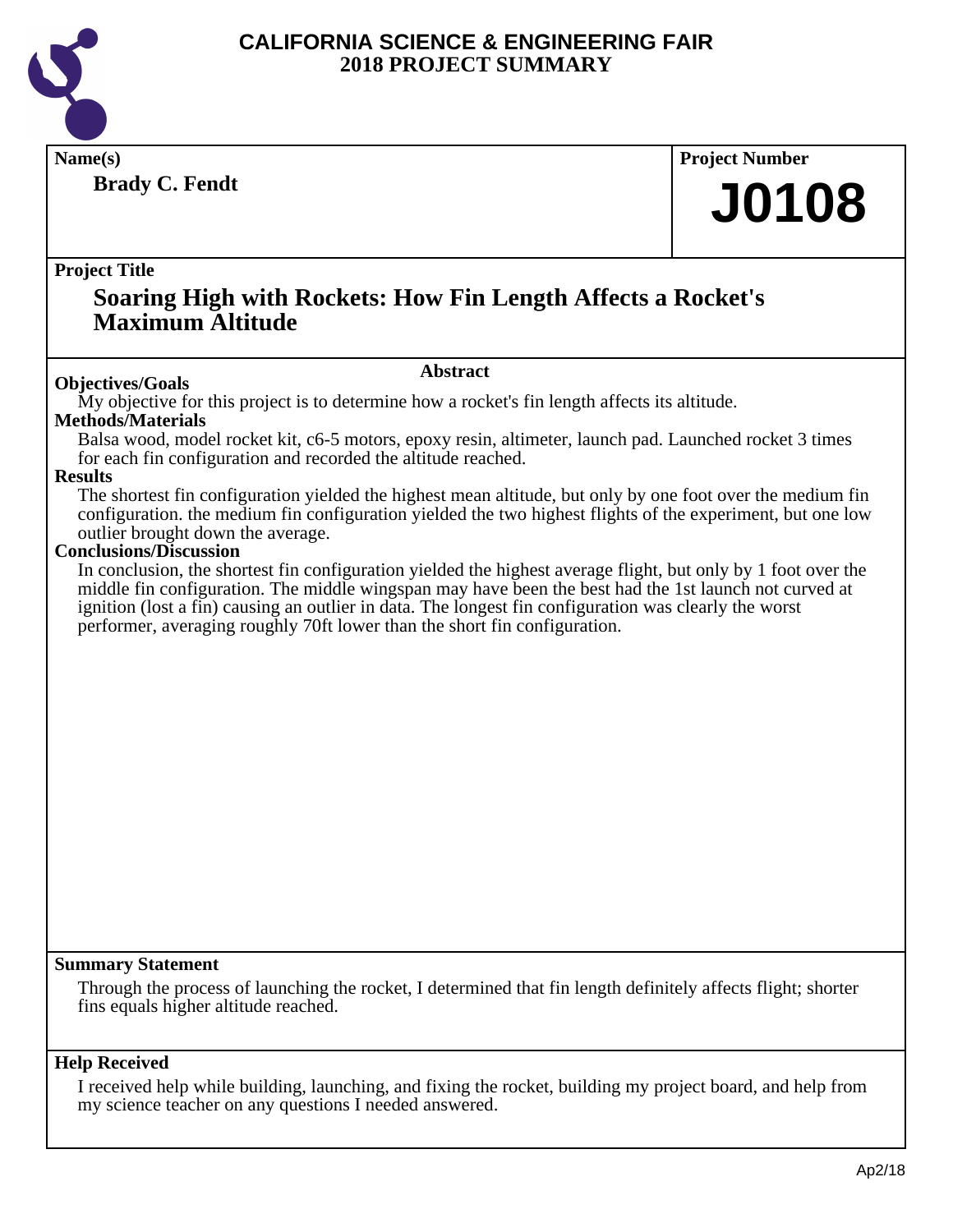# CALIFORNIA SCIENCE & ENGINEERING FAIR
## 2018 PROJECT SUMMARY

**Name(s)**

**Brady C. Fendt**

**Project Number**

**J0108**

**Project Title**

## Soaring High with Rockets: How Fin Length Affects a Rocket's Maximum Altitude

**Abstract**

**Objectives/Goals**

My objective for this project is to determine how a rocket's fin length affects its altitude.

**Methods/Materials**

Balsa wood, model rocket kit, c6-5 motors, epoxy resin, altimeter, launch pad. Launched rocket 3 times for each fin configuration and recorded the altitude reached.

**Results**

The shortest fin configuration yielded the highest mean altitude, but only by one foot over the medium fin configuration. the medium fin configuration yielded the two highest flights of the experiment, but one low outlier brought down the average.

**Conclusions/Discussion**

In conclusion, the shortest fin configuration yielded the highest average flight, but only by 1 foot over the middle fin configuration. The middle wingspan may have been the best had the 1st launch not curved at ignition (lost a fin) causing an outlier in data. The longest fin configuration was clearly the worst performer, averaging roughly 70ft lower than the short fin configuration.

**Summary Statement**

Through the process of launching the rocket, I determined that fin length definitely affects flight; shorter fins equals higher altitude reached.

**Help Received**

I received help while building, launching, and fixing the rocket, building my project board, and help from my science teacher on any questions I needed answered.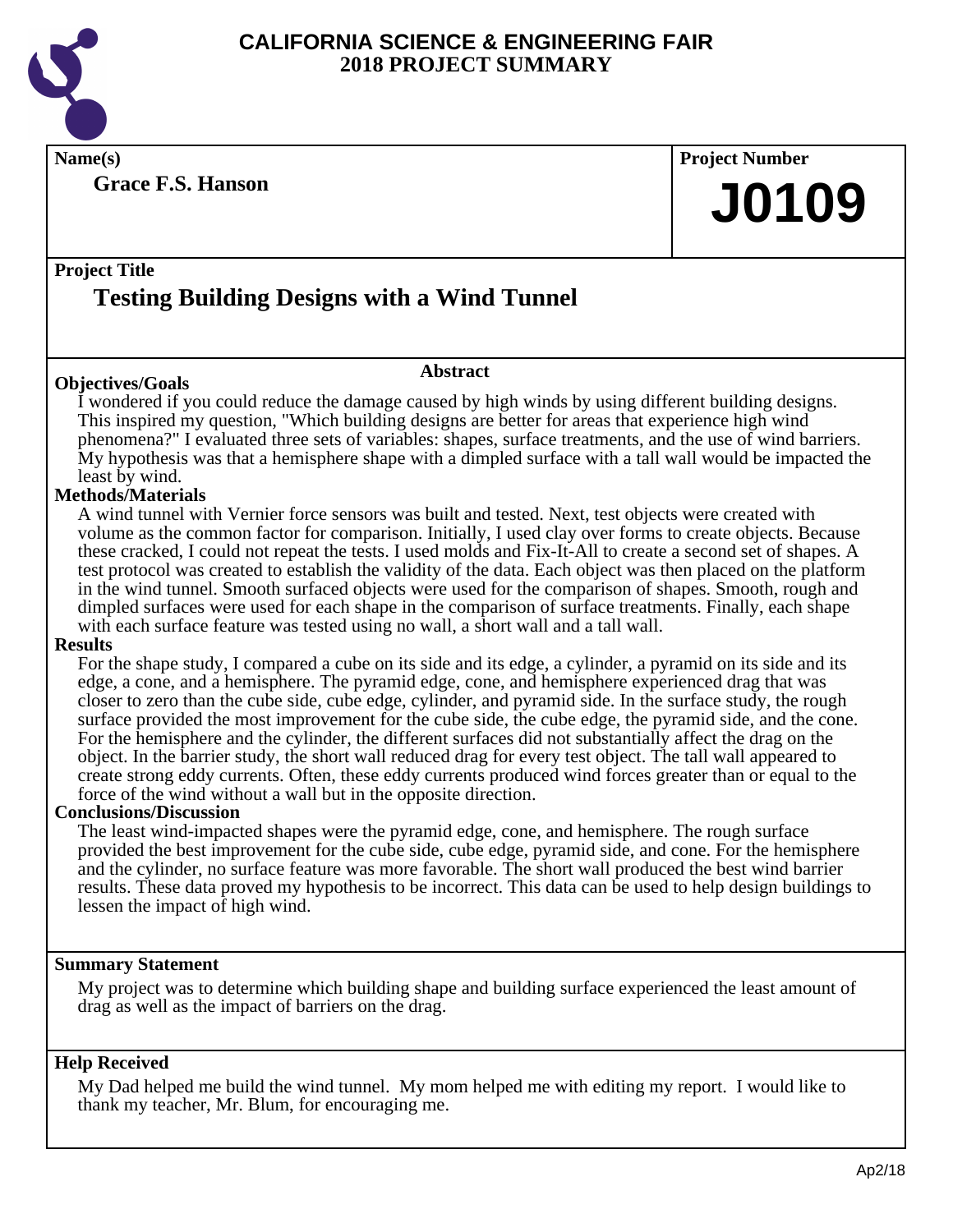# CALIFORNIA SCIENCE & ENGINEERING FAIR
## 2018 PROJECT SUMMARY

**Name(s)**

**Grace F.S. Hanson**

**Project Number**

# J0109

**Project Title**

## Testing Building Designs with a Wind Tunnel

**Abstract**

**Objectives/Goals**

I wondered if you could reduce the damage caused by high winds by using different building designs. This inspired my question, "Which building designs are better for areas that experience high wind phenomena?" I evaluated three sets of variables: shapes, surface treatments, and the use of wind barriers. My hypothesis was that a hemisphere shape with a dimpled surface with a tall wall would be impacted the least by wind.

**Methods/Materials**

A wind tunnel with Vernier force sensors was built and tested. Next, test objects were created with volume as the common factor for comparison. Initially, I used clay over forms to create objects. Because these cracked, I could not repeat the tests. I used molds and Fix-It-All to create a second set of shapes. A test protocol was created to establish the validity of the data. Each object was then placed on the platform in the wind tunnel. Smooth surfaced objects were used for the comparison of shapes. Smooth, rough and dimpled surfaces were used for each shape in the comparison of surface treatments. Finally, each shape with each surface feature was tested using no wall, a short wall and a tall wall.

**Results**

For the shape study, I compared a cube on its side and its edge, a cylinder, a pyramid on its side and its edge, a cone, and a hemisphere. The pyramid edge, cone, and hemisphere experienced drag that was closer to zero than the cube side, cube edge, cylinder, and pyramid side. In the surface study, the rough surface provided the most improvement for the cube side, the cube edge, the pyramid side, and the cone. For the hemisphere and the cylinder, the different surfaces did not substantially affect the drag on the object. In the barrier study, the short wall reduced drag for every test object. The tall wall appeared to create strong eddy currents. Often, these eddy currents produced wind forces greater than or equal to the force of the wind without a wall but in the opposite direction.

**Conclusions/Discussion**

The least wind-impacted shapes were the pyramid edge, cone, and hemisphere. The rough surface provided the best improvement for the cube side, cube edge, pyramid side, and cone. For the hemisphere and the cylinder, no surface feature was more favorable. The short wall produced the best wind barrier results. These data proved my hypothesis to be incorrect. This data can be used to help design buildings to lessen the impact of high wind.

**Summary Statement**

My project was to determine which building shape and building surface experienced the least amount of drag as well as the impact of barriers on the drag.

**Help Received**

My Dad helped me build the wind tunnel. My mom helped me with editing my report. I would like to thank my teacher, Mr. Blum, for encouraging me.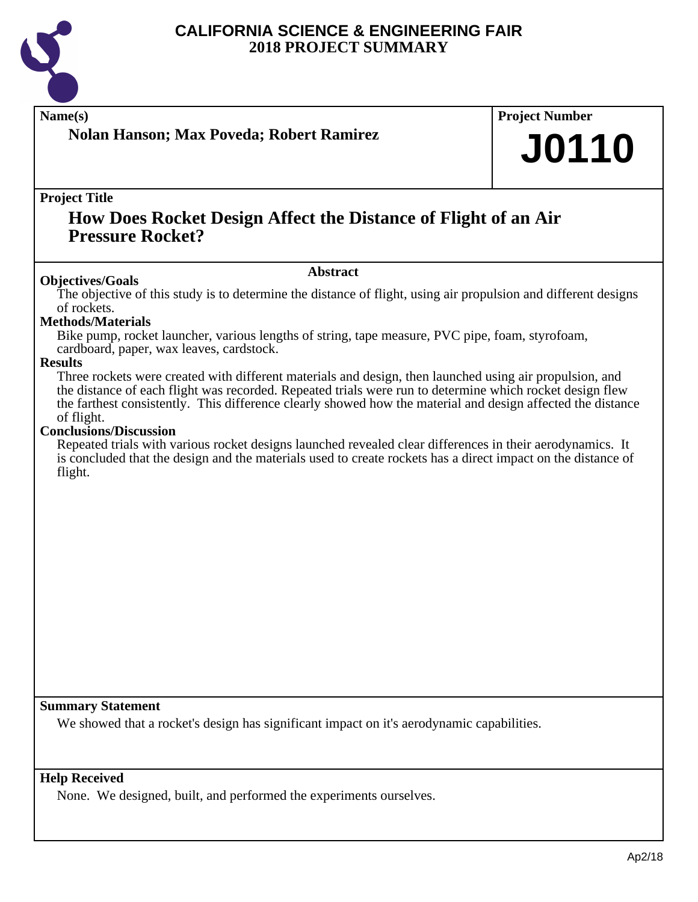# CALIFORNIA SCIENCE & ENGINEERING FAIR
## 2018 PROJECT SUMMARY

**Name(s)**

**Nolan Hanson; Max Poveda; Robert Ramirez**

**Project Number**

# J0110

**Project Title**

## How Does Rocket Design Affect the Distance of Flight of an Air Pressure Rocket?

### Abstract

**Objectives/Goals**

The objective of this study is to determine the distance of flight, using air propulsion and different designs of rockets.

**Methods/Materials**

Bike pump, rocket launcher, various lengths of string, tape measure, PVC pipe, foam, styrofoam, cardboard, paper, wax leaves, cardstock.

**Results**

Three rockets were created with different materials and design, then launched using air propulsion, and the distance of each flight was recorded. Repeated trials were run to determine which rocket design flew the farthest consistently. This difference clearly showed how the material and design affected the distance of flight.

**Conclusions/Discussion**

Repeated trials with various rocket designs launched revealed clear differences in their aerodynamics. It is concluded that the design and the materials used to create rockets has a direct impact on the distance of flight.

**Summary Statement**

We showed that a rocket's design has significant impact on it's aerodynamic capabilities.

**Help Received**

None. We designed, built, and performed the experiments ourselves.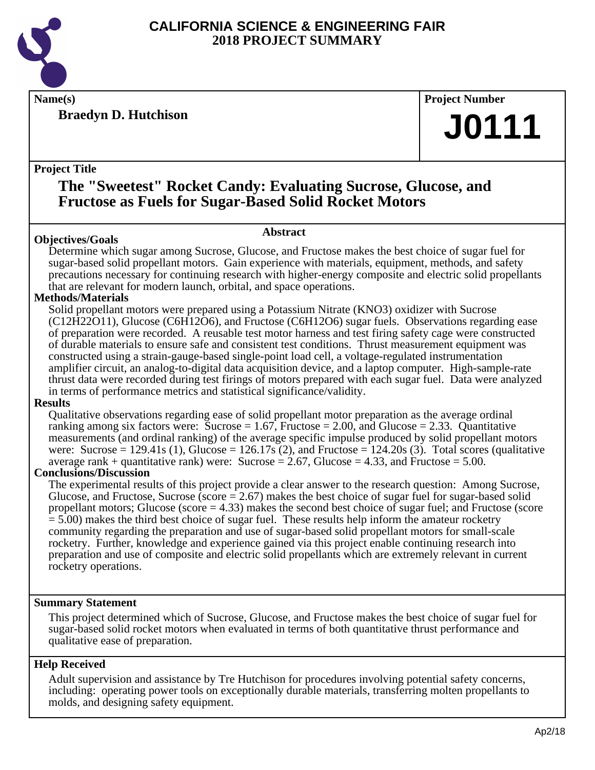# CALIFORNIA SCIENCE & ENGINEERING FAIR
## 2018 PROJECT SUMMARY

**Name(s)**

**Braedyn D. Hutchison**

**Project Number**

**J0111**

**Project Title**

## The "Sweetest" Rocket Candy: Evaluating Sucrose, Glucose, and Fructose as Fuels for Sugar-Based Solid Rocket Motors

### Abstract

**Objectives/Goals**

Determine which sugar among Sucrose, Glucose, and Fructose makes the best choice of sugar fuel for sugar-based solid propellant motors. Gain experience with materials, equipment, methods, and safety precautions necessary for continuing research with higher-energy composite and electric solid propellants that are relevant for modern launch, orbital, and space operations.

**Methods/Materials**

Solid propellant motors were prepared using a Potassium Nitrate ($KNO_3$) oxidizer with Sucrose ($C_{12}H_{22}O_{11}$), Glucose ($C_6H_{12}O_6$), and Fructose ($C_6H_{12}O_6$) sugar fuels. Observations regarding ease of preparation were recorded. A reusable test motor harness and test firing safety cage were constructed of durable materials to ensure safe and consistent test conditions. Thrust measurement equipment was constructed using a strain-gauge-based single-point load cell, a voltage-regulated instrumentation amplifier circuit, an analog-to-digital data acquisition device, and a laptop computer. High-sample-rate thrust data were recorded during test firings of motors prepared with each sugar fuel. Data were analyzed in terms of performance metrics and statistical significance/validity.

**Results**

Qualitative observations regarding ease of solid propellant motor preparation as the average ordinal ranking among six factors were: Sucrose = 1.67, Fructose = 2.00, and Glucose = 2.33. Quantitative measurements (and ordinal ranking) of the average specific impulse produced by solid propellant motors were: Sucrose = 129.41s (1), Glucose = 126.17s (2), and Fructose = 124.20s (3). Total scores (qualitative average rank + quantitative rank) were: Sucrose = 2.67, Glucose = 4.33, and Fructose = 5.00.

**Conclusions/Discussion**

The experimental results of this project provide a clear answer to the research question: Among Sucrose, Glucose, and Fructose, Sucrose (score = 2.67) makes the best choice of sugar fuel for sugar-based solid propellant motors; Glucose (score = 4.33) makes the second best choice of sugar fuel; and Fructose (score = 5.00) makes the third best choice of sugar fuel. These results help inform the amateur rocketry community regarding the preparation and use of sugar-based solid propellant motors for small-scale rocketry. Further, knowledge and experience gained via this project enable continuing research into preparation and use of composite and electric solid propellants which are extremely relevant in current rocketry operations.

**Summary Statement**

This project determined which of Sucrose, Glucose, and Fructose makes the best choice of sugar fuel for sugar-based solid rocket motors when evaluated in terms of both quantitative thrust performance and qualitative ease of preparation.

**Help Received**

Adult supervision and assistance by Tre Hutchison for procedures involving potential safety concerns, including: operating power tools on exceptionally durable materials, transferring molten propellants to molds, and designing safety equipment.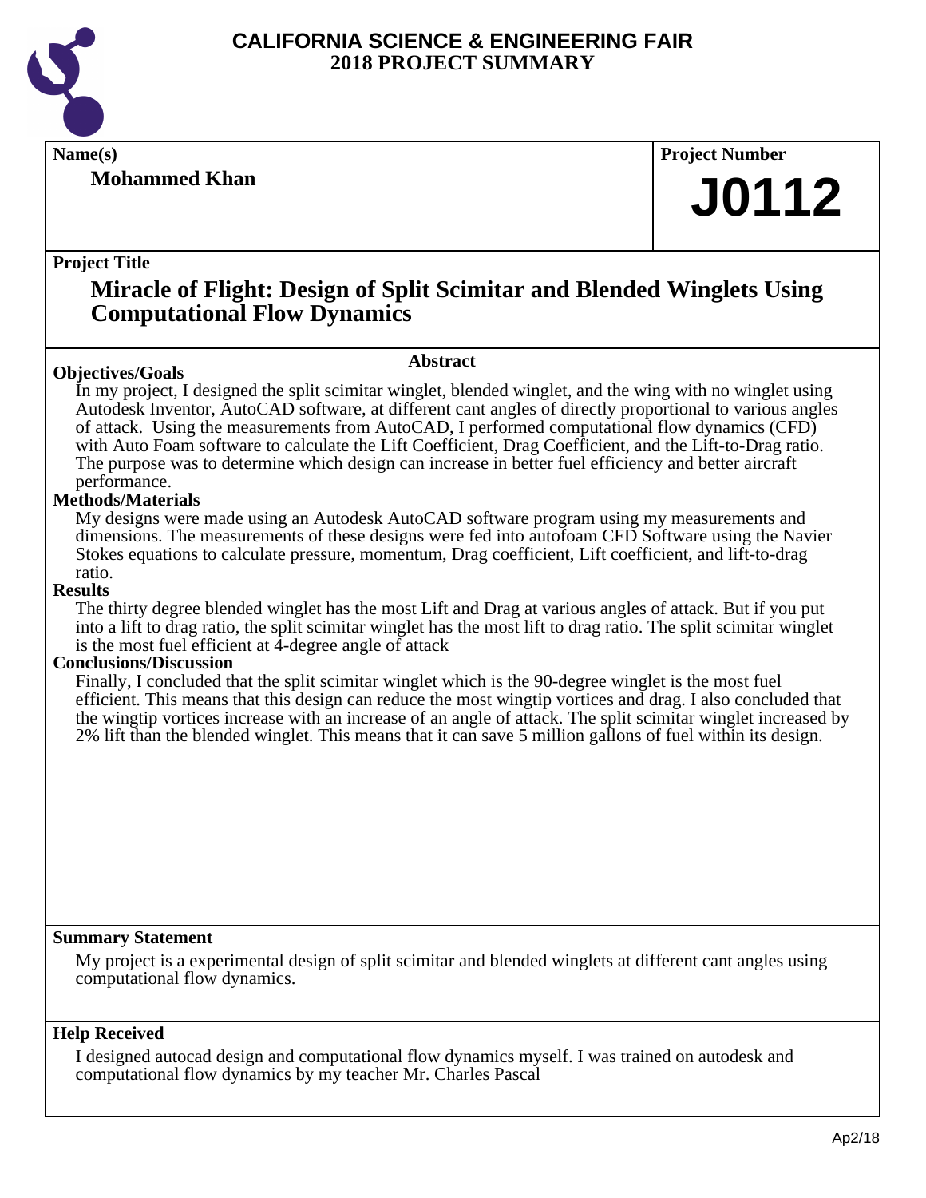# CALIFORNIA SCIENCE & ENGINEERING FAIR
## 2018 PROJECT SUMMARY

**Name(s)**

**Mohammed Khan**

**Project Number**

**J0112**

**Project Title**

## Miracle of Flight: Design of Split Scimitar and Blended Winglets Using Computational Flow Dynamics

### Abstract

**Objectives/Goals**

In my project, I designed the split scimitar winglet, blended winglet, and the wing with no winglet using Autodesk Inventor, AutoCAD software, at different cant angles of directly proportional to various angles of attack. Using the measurements from AutoCAD, I performed computational flow dynamics (CFD) with Auto Foam software to calculate the Lift Coefficient, Drag Coefficient, and the Lift-to-Drag ratio. The purpose was to determine which design can increase in better fuel efficiency and better aircraft performance.

**Methods/Materials**

My designs were made using an Autodesk AutoCAD software program using my measurements and dimensions. The measurements of these designs were fed into autofoam CFD Software using the Navier Stokes equations to calculate pressure, momentum, Drag coefficient, Lift coefficient, and lift-to-drag ratio.

**Results**

The thirty degree blended winglet has the most Lift and Drag at various angles of attack. But if you put into a lift to drag ratio, the split scimitar winglet has the most lift to drag ratio. The split scimitar winglet is the most fuel efficient at 4-degree angle of attack

**Conclusions/Discussion**

Finally, I concluded that the split scimitar winglet which is the 90-degree winglet is the most fuel efficient. This means that this design can reduce the most wingtip vortices and drag. I also concluded that the wingtip vortices increase with an increase of an angle of attack. The split scimitar winglet increased by 2% lift than the blended winglet. This means that it can save 5 million gallons of fuel within its design.

**Summary Statement**

My project is a experimental design of split scimitar and blended winglets at different cant angles using computational flow dynamics.

**Help Received**

I designed autocad design and computational flow dynamics myself. I was trained on autodesk and computational flow dynamics by my teacher Mr. Charles Pascal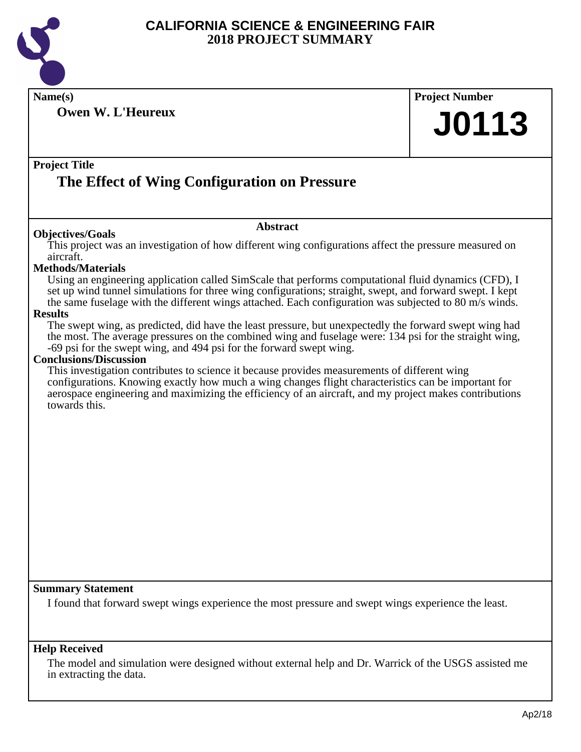# CALIFORNIA SCIENCE & ENGINEERING FAIR
## 2018 PROJECT SUMMARY

**Name(s)**

**Owen W. L'Heureux**

**Project Number**

**J0113**

**Project Title**

## The Effect of Wing Configuration on Pressure

### Abstract

**Objectives/Goals**

This project was an investigation of how different wing configurations affect the pressure measured on aircraft.

**Methods/Materials**

Using an engineering application called SimScale that performs computational fluid dynamics (CFD), I set up wind tunnel simulations for three wing configurations; straight, swept, and forward swept. I kept the same fuselage with the different wings attached. Each configuration was subjected to 80 m/s winds.

**Results**

The swept wing, as predicted, did have the least pressure, but unexpectedly the forward swept wing had the most. The average pressures on the combined wing and fuselage were: 134 psi for the straight wing, -69 psi for the swept wing, and 494 psi for the forward swept wing.

**Conclusions/Discussion**

This investigation contributes to science it because provides measurements of different wing configurations. Knowing exactly how much a wing changes flight characteristics can be important for aerospace engineering and maximizing the efficiency of an aircraft, and my project makes contributions towards this.

**Summary Statement**

I found that forward swept wings experience the most pressure and swept wings experience the least.

**Help Received**

The model and simulation were designed without external help and Dr. Warrick of the USGS assisted me in extracting the data.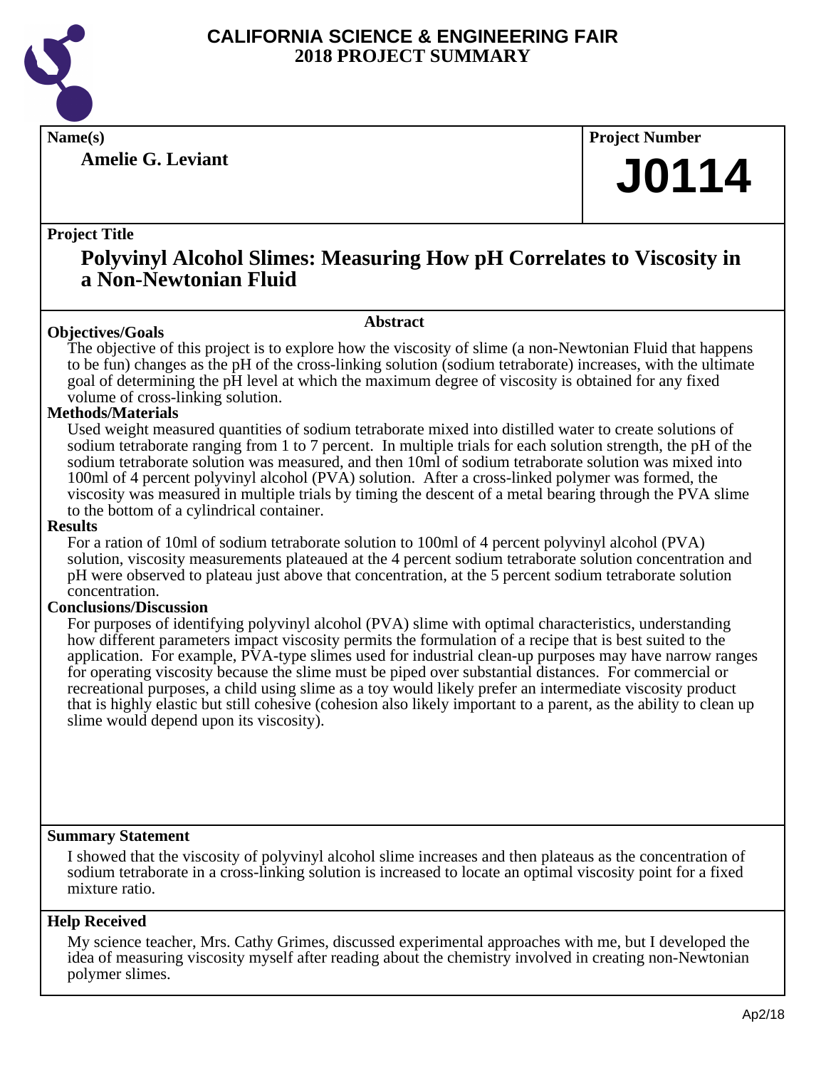# CALIFORNIA SCIENCE & ENGINEERING FAIR
## 2018 PROJECT SUMMARY

**Name(s)**

**Amelie G. Leviant**

**Project Number**

**J0114**

**Project Title**

## Polyvinyl Alcohol Slimes: Measuring How pH Correlates to Viscosity in a Non-Newtonian Fluid

### Abstract

**Objectives/Goals**

The objective of this project is to explore how the viscosity of slime (a non-Newtonian Fluid that happens to be fun) changes as the pH of the cross-linking solution (sodium tetraborate) increases, with the ultimate goal of determining the pH level at which the maximum degree of viscosity is obtained for any fixed volume of cross-linking solution.

**Methods/Materials**

Used weight measured quantities of sodium tetraborate mixed into distilled water to create solutions of sodium tetraborate ranging from 1 to 7 percent. In multiple trials for each solution strength, the pH of the sodium tetraborate solution was measured, and then 10ml of sodium tetraborate solution was mixed into 100ml of 4 percent polyvinyl alcohol (PVA) solution. After a cross-linked polymer was formed, the viscosity was measured in multiple trials by timing the descent of a metal bearing through the PVA slime to the bottom of a cylindrical container.

**Results**

For a ration of 10ml of sodium tetraborate solution to 100ml of 4 percent polyvinyl alcohol (PVA) solution, viscosity measurements plateaued at the 4 percent sodium tetraborate solution concentration and pH were observed to plateau just above that concentration, at the 5 percent sodium tetraborate solution concentration.

**Conclusions/Discussion**

For purposes of identifying polyvinyl alcohol (PVA) slime with optimal characteristics, understanding how different parameters impact viscosity permits the formulation of a recipe that is best suited to the application. For example, PVA-type slimes used for industrial clean-up purposes may have narrow ranges for operating viscosity because the slime must be piped over substantial distances. For commercial or recreational purposes, a child using slime as a toy would likely prefer an intermediate viscosity product that is highly elastic but still cohesive (cohesion also likely important to a parent, as the ability to clean up slime would depend upon its viscosity).

**Summary Statement**

I showed that the viscosity of polyvinyl alcohol slime increases and then plateaus as the concentration of sodium tetraborate in a cross-linking solution is increased to locate an optimal viscosity point for a fixed mixture ratio.

**Help Received**

My science teacher, Mrs. Cathy Grimes, discussed experimental approaches with me, but I developed the idea of measuring viscosity myself after reading about the chemistry involved in creating non-Newtonian polymer slimes.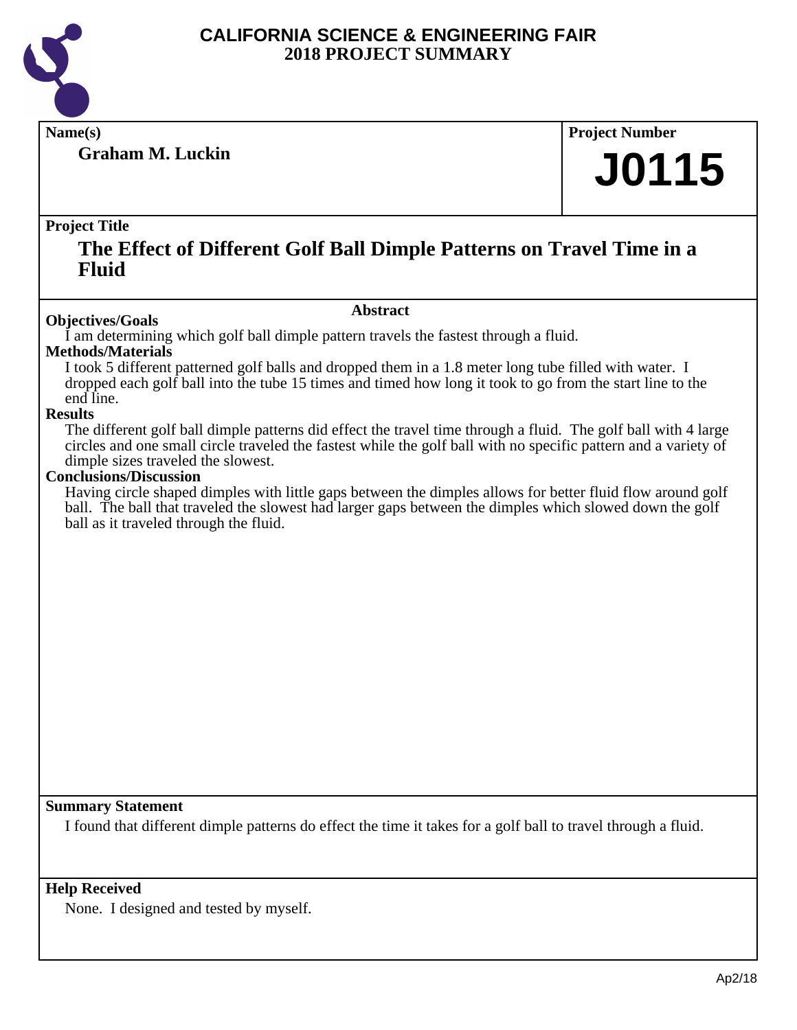# CALIFORNIA SCIENCE & ENGINEERING FAIR
## 2018 PROJECT SUMMARY

**Name(s)**

**Graham M. Luckin**

**Project Number**

**J0115**

**Project Title**

## The Effect of Different Golf Ball Dimple Patterns on Travel Time in a Fluid

### Abstract

**Objectives/Goals**

I am determining which golf ball dimple pattern travels the fastest through a fluid.

**Methods/Materials**

I took 5 different patterned golf balls and dropped them in a 1.8 meter long tube filled with water. I dropped each golf ball into the tube 15 times and timed how long it took to go from the start line to the end line.

**Results**

The different golf ball dimple patterns did effect the travel time through a fluid. The golf ball with 4 large circles and one small circle traveled the fastest while the golf ball with no specific pattern and a variety of dimple sizes traveled the slowest.

**Conclusions/Discussion**

Having circle shaped dimples with little gaps between the dimples allows for better fluid flow around golf ball. The ball that traveled the slowest had larger gaps between the dimples which slowed down the golf ball as it traveled through the fluid.

**Summary Statement**

I found that different dimple patterns do effect the time it takes for a golf ball to travel through a fluid.

**Help Received**

None. I designed and tested by myself.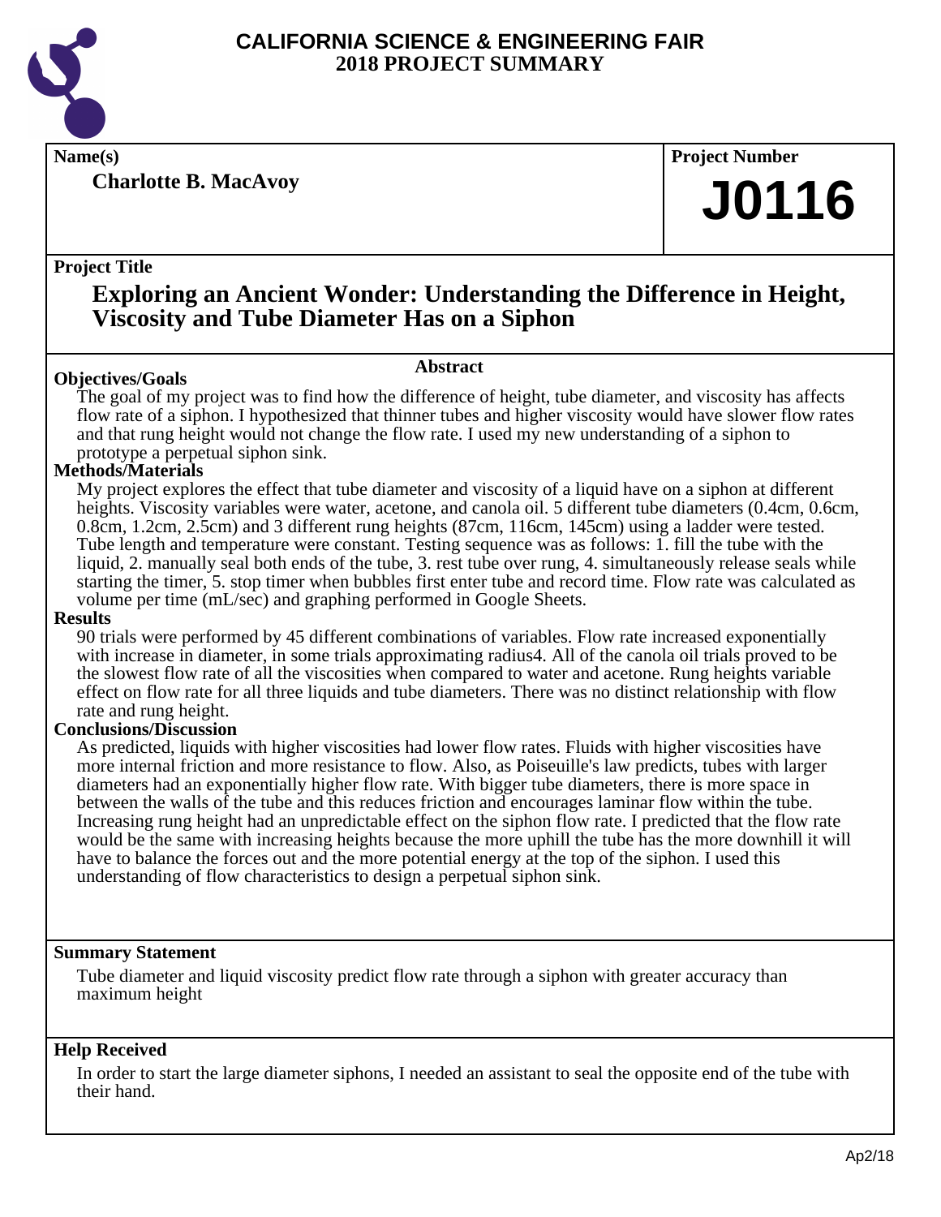# CALIFORNIA SCIENCE & ENGINEERING FAIR
## 2018 PROJECT SUMMARY

**Name(s)**

**Charlotte B. MacAvoy**

**Project Number**

# J0116

**Project Title**

## Exploring an Ancient Wonder: Understanding the Difference in Height, Viscosity and Tube Diameter Has on a Siphon

### Abstract

**Objectives/Goals**

The goal of my project was to find how the difference of height, tube diameter, and viscosity has affects flow rate of a siphon. I hypothesized that thinner tubes and higher viscosity would have slower flow rates and that rung height would not change the flow rate. I used my new understanding of a siphon to prototype a perpetual siphon sink.

**Methods/Materials**

My project explores the effect that tube diameter and viscosity of a liquid have on a siphon at different heights. Viscosity variables were water, acetone, and canola oil. 5 different tube diameters (0.4cm, 0.6cm, 0.8cm, 1.2cm, 2.5cm) and 3 different rung heights (87cm, 116cm, 145cm) using a ladder were tested. Tube length and temperature were constant. Testing sequence was as follows: 1. fill the tube with the liquid, 2. manually seal both ends of the tube, 3. rest tube over rung, 4. simultaneously release seals while starting the timer, 5. stop timer when bubbles first enter tube and record time. Flow rate was calculated as volume per time (mL/sec) and graphing performed in Google Sheets.

**Results**

90 trials were performed by 45 different combinations of variables. Flow rate increased exponentially with increase in diameter, in some trials approximating radius4. All of the canola oil trials proved to be the slowest flow rate of all the viscosities when compared to water and acetone. Rung heights variable effect on flow rate for all three liquids and tube diameters. There was no distinct relationship with flow rate and rung height.

**Conclusions/Discussion**

As predicted, liquids with higher viscosities had lower flow rates. Fluids with higher viscosities have more internal friction and more resistance to flow. Also, as Poiseuille's law predicts, tubes with larger diameters had an exponentially higher flow rate. With bigger tube diameters, there is more space in between the walls of the tube and this reduces friction and encourages laminar flow within the tube. Increasing rung height had an unpredictable effect on the siphon flow rate. I predicted that the flow rate would be the same with increasing heights because the more uphill the tube has the more downhill it will have to balance the forces out and the more potential energy at the top of the siphon. I used this understanding of flow characteristics to design a perpetual siphon sink.

**Summary Statement**

Tube diameter and liquid viscosity predict flow rate through a siphon with greater accuracy than maximum height

**Help Received**

In order to start the large diameter siphons, I needed an assistant to seal the opposite end of the tube with their hand.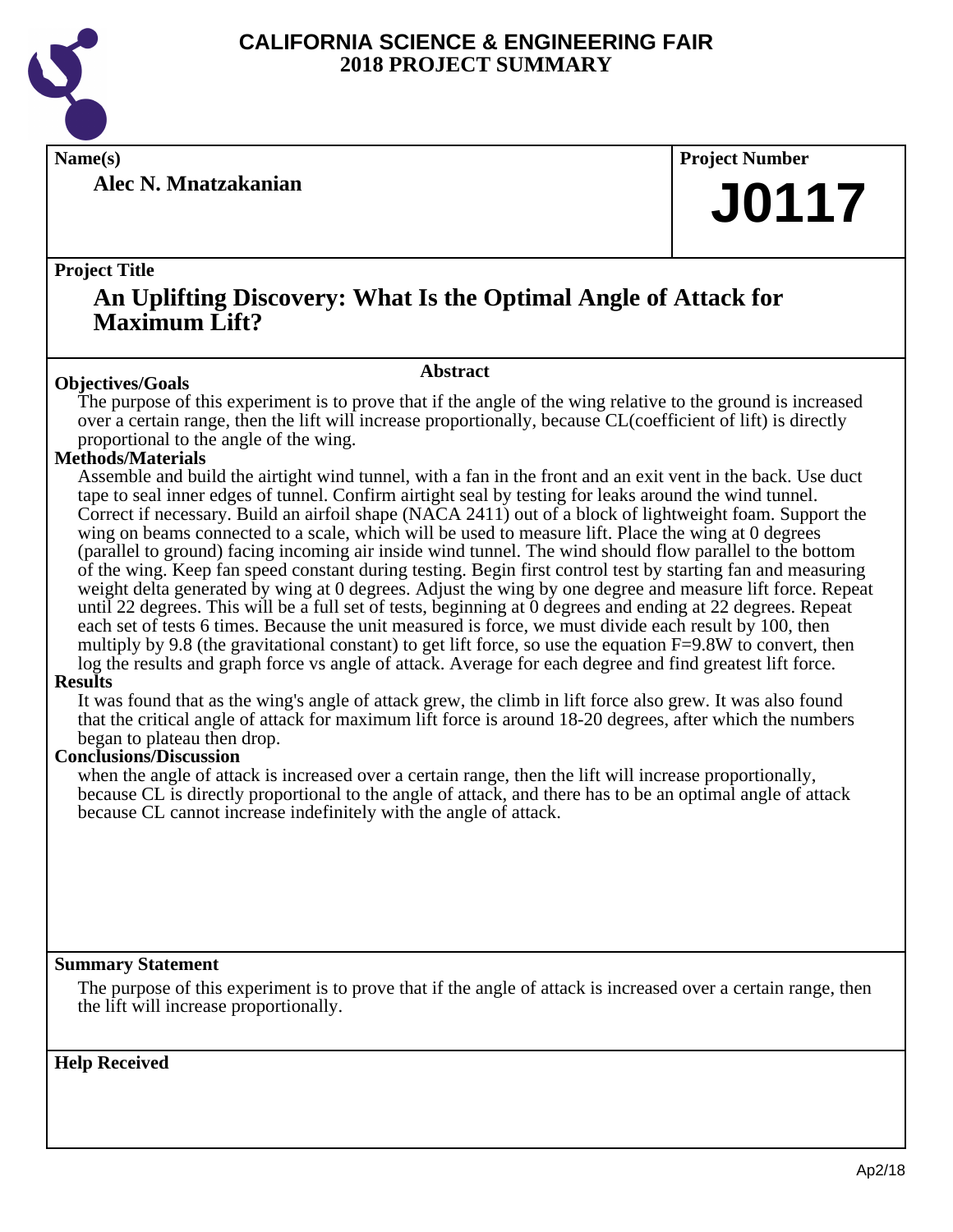# CALIFORNIA SCIENCE & ENGINEERING FAIR
## 2018 PROJECT SUMMARY

**Name(s)**

**Alec N. Mnatzakanian**

**Project Number**

# J0117

**Project Title**

## An Uplifting Discovery: What Is the Optimal Angle of Attack for Maximum Lift?

### Abstract

**Objectives/Goals**

The purpose of this experiment is to prove that if the angle of the wing relative to the ground is increased over a certain range, then the lift will increase proportionally, because CL(coefficient of lift) is directly proportional to the angle of the wing.

**Methods/Materials**

Assemble and build the airtight wind tunnel, with a fan in the front and an exit vent in the back. Use duct tape to seal inner edges of tunnel. Confirm airtight seal by testing for leaks around the wind tunnel. Correct if necessary. Build an airfoil shape (NACA 2411) out of a block of lightweight foam. Support the wing on beams connected to a scale, which will be used to measure lift. Place the wing at 0 degrees (parallel to ground) facing incoming air inside wind tunnel. The wind should flow parallel to the bottom of the wing. Keep fan speed constant during testing. Begin first control test by starting fan and measuring weight delta generated by wing at 0 degrees. Adjust the wing by one degree and measure lift force. Repeat until 22 degrees. This will be a full set of tests, beginning at 0 degrees and ending at 22 degrees. Repeat each set of tests 6 times. Because the unit measured is force, we must divide each result by 100, then multiply by 9.8 (the gravitational constant) to get lift force, so use the equation $F=9.8W$ to convert, then log the results and graph force vs angle of attack. Average for each degree and find greatest lift force.

**Results**

It was found that as the wing's angle of attack grew, the climb in lift force also grew. It was also found that the critical angle of attack for maximum lift force is around 18-20 degrees, after which the numbers began to plateau then drop.

**Conclusions/Discussion**

when the angle of attack is increased over a certain range, then the lift will increase proportionally, because CL is directly proportional to the angle of attack, and there has to be an optimal angle of attack because CL cannot increase indefinitely with the angle of attack.

**Summary Statement**

The purpose of this experiment is to prove that if the angle of attack is increased over a certain range, then the lift will increase proportionally.

**Help Received**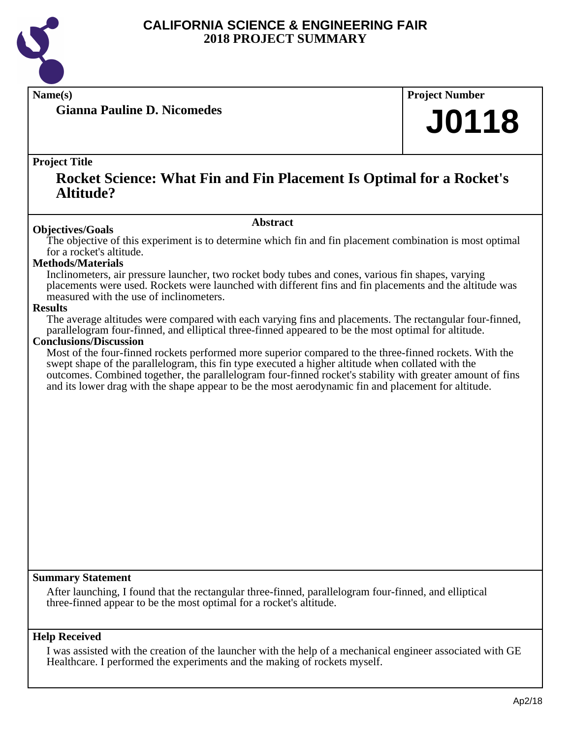# CALIFORNIA SCIENCE & ENGINEERING FAIR
## 2018 PROJECT SUMMARY

**Name(s)**

**Gianna Pauline D. Nicomedes**

**Project Number**

# J0118

**Project Title**

## Rocket Science: What Fin and Fin Placement Is Optimal for a Rocket's Altitude?

### Abstract

**Objectives/Goals**

The objective of this experiment is to determine which fin and fin placement combination is most optimal for a rocket's altitude.

**Methods/Materials**

Inclinometers, air pressure launcher, two rocket body tubes and cones, various fin shapes, varying placements were used. Rockets were launched with different fins and fin placements and the altitude was measured with the use of inclinometers.

**Results**

The average altitudes were compared with each varying fins and placements. The rectangular four-finned, parallelogram four-finned, and elliptical three-finned appeared to be the most optimal for altitude.

**Conclusions/Discussion**

Most of the four-finned rockets performed more superior compared to the three-finned rockets. With the swept shape of the parallelogram, this fin type executed a higher altitude when collated with the outcomes. Combined together, the parallelogram four-finned rocket's stability with greater amount of fins and its lower drag with the shape appear to be the most aerodynamic fin and placement for altitude.

**Summary Statement**

After launching, I found that the rectangular three-finned, parallelogram four-finned, and elliptical three-finned appear to be the most optimal for a rocket's altitude.

**Help Received**

I was assisted with the creation of the launcher with the help of a mechanical engineer associated with GE Healthcare. I performed the experiments and the making of rockets myself.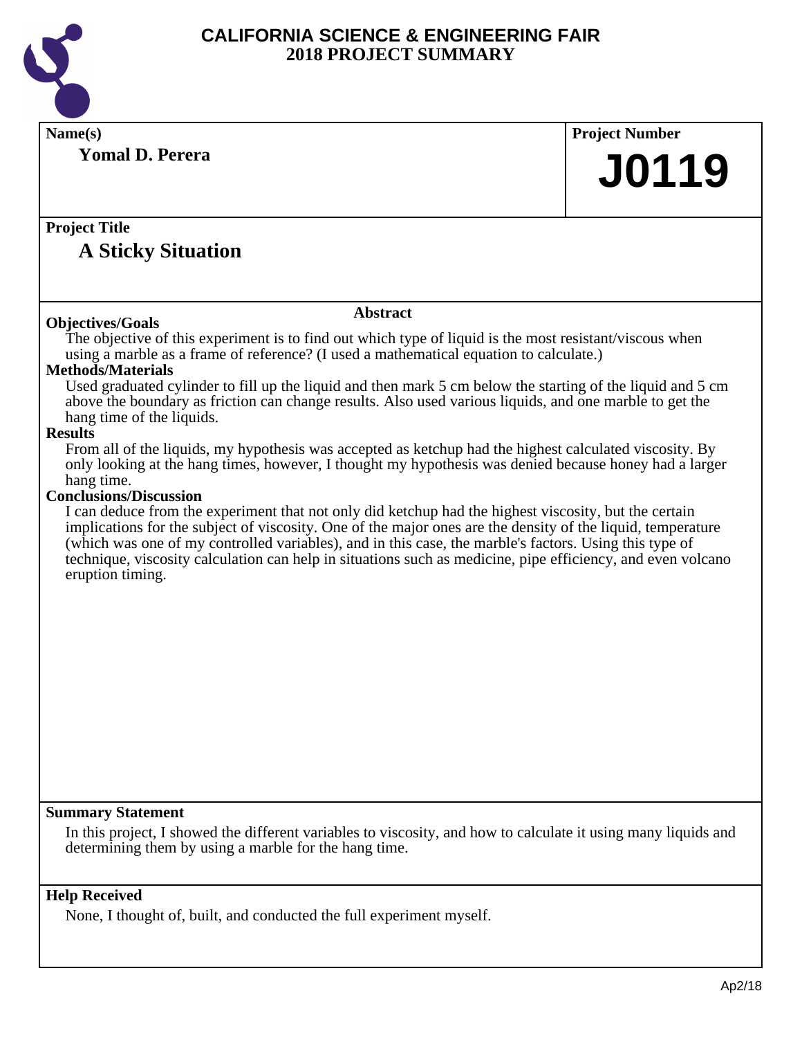# CALIFORNIA SCIENCE & ENGINEERING FAIR
## 2018 PROJECT SUMMARY

**Name(s)**

**Yomal D. Perera**

**Project Number**

# J0119

**Project Title**

## A Sticky Situation

### Abstract

**Objectives/Goals**

The objective of this experiment is to find out which type of liquid is the most resistant/viscous when using a marble as a frame of reference? (I used a mathematical equation to calculate.)

**Methods/Materials**

Used graduated cylinder to fill up the liquid and then mark 5 cm below the starting of the liquid and 5 cm above the boundary as friction can change results. Also used various liquids, and one marble to get the hang time of the liquids.

**Results**

From all of the liquids, my hypothesis was accepted as ketchup had the highest calculated viscosity. By only looking at the hang times, however, I thought my hypothesis was denied because honey had a larger hang time.

**Conclusions/Discussion**

I can deduce from the experiment that not only did ketchup had the highest viscosity, but the certain implications for the subject of viscosity. One of the major ones are the density of the liquid, temperature (which was one of my controlled variables), and in this case, the marble's factors. Using this type of technique, viscosity calculation can help in situations such as medicine, pipe efficiency, and even volcano eruption timing.

**Summary Statement**

In this project, I showed the different variables to viscosity, and how to calculate it using many liquids and determining them by using a marble for the hang time.

**Help Received**

None, I thought of, built, and conducted the full experiment myself.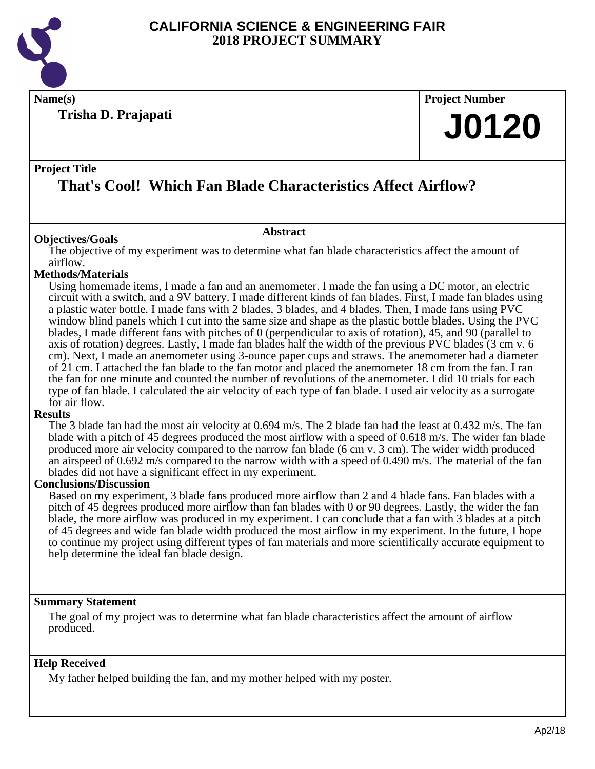# CALIFORNIA SCIENCE & ENGINEERING FAIR
## 2018 PROJECT SUMMARY

**Name(s)**

**Trisha D. Prajapati**

**Project Number**

# J0120

**Project Title**

## That's Cool! Which Fan Blade Characteristics Affect Airflow?

### Abstract

**Objectives/Goals**

The objective of my experiment was to determine what fan blade characteristics affect the amount of airflow.

**Methods/Materials**

Using homemade items, I made a fan and an anemometer. I made the fan using a DC motor, an electric circuit with a switch, and a 9V battery. I made different kinds of fan blades. First, I made fan blades using a plastic water bottle. I made fans with 2 blades, 3 blades, and 4 blades. Then, I made fans using PVC window blind panels which I cut into the same size and shape as the plastic bottle blades. Using the PVC blades, I made different fans with pitches of 0 (perpendicular to axis of rotation), 45, and 90 (parallel to axis of rotation) degrees. Lastly, I made fan blades half the width of the previous PVC blades (3 cm v. 6 cm). Next, I made an anemometer using 3-ounce paper cups and straws. The anemometer had a diameter of 21 cm. I attached the fan blade to the fan motor and placed the anemometer 18 cm from the fan. I ran the fan for one minute and counted the number of revolutions of the anemometer. I did 10 trials for each type of fan blade. I calculated the air velocity of each type of fan blade. I used air velocity as a surrogate for air flow.

**Results**

The 3 blade fan had the most air velocity at 0.694 m/s. The 2 blade fan had the least at 0.432 m/s. The fan blade with a pitch of 45 degrees produced the most airflow with a speed of 0.618 m/s. The wider fan blade produced more air velocity compared to the narrow fan blade (6 cm v. 3 cm). The wider width produced an airspeed of 0.692 m/s compared to the narrow width with a speed of 0.490 m/s. The material of the fan blades did not have a significant effect in my experiment.

**Conclusions/Discussion**

Based on my experiment, 3 blade fans produced more airflow than 2 and 4 blade fans. Fan blades with a pitch of 45 degrees produced more airflow than fan blades with 0 or 90 degrees. Lastly, the wider the fan blade, the more airflow was produced in my experiment. I can conclude that a fan with 3 blades at a pitch of 45 degrees and wide fan blade width produced the most airflow in my experiment. In the future, I hope to continue my project using different types of fan materials and more scientifically accurate equipment to help determine the ideal fan blade design.

**Summary Statement**

The goal of my project was to determine what fan blade characteristics affect the amount of airflow produced.

**Help Received**

My father helped building the fan, and my mother helped with my poster.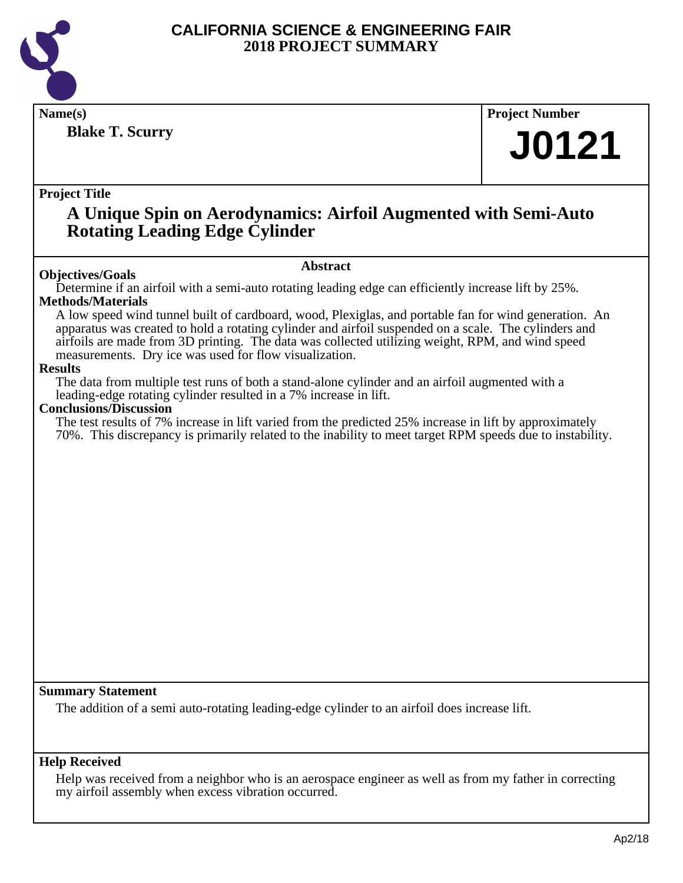# CALIFORNIA SCIENCE & ENGINEERING FAIR
## 2018 PROJECT SUMMARY

| Name(s) | Project Number |
|---|---|
| **Blake T. Scurry** | **J0121** |

**Project Title**

## A Unique Spin on Aerodynamics: Airfoil Augmented with Semi-Auto Rotating Leading Edge Cylinder

### Abstract

**Objectives/Goals**

Determine if an airfoil with a semi-auto rotating leading edge can efficiently increase lift by 25%.

**Methods/Materials**

A low speed wind tunnel built of cardboard, wood, Plexiglas, and portable fan for wind generation. An apparatus was created to hold a rotating cylinder and airfoil suspended on a scale. The cylinders and airfoils are made from 3D printing. The data was collected utilizing weight, RPM, and wind speed measurements. Dry ice was used for flow visualization.

**Results**

The data from multiple test runs of both a stand-alone cylinder and an airfoil augmented with a leading-edge rotating cylinder resulted in a 7% increase in lift.

**Conclusions/Discussion**

The test results of 7% increase in lift varied from the predicted 25% increase in lift by approximately 70%. This discrepancy is primarily related to the inability to meet target RPM speeds due to instability.

**Summary Statement**

The addition of a semi auto-rotating leading-edge cylinder to an airfoil does increase lift.

**Help Received**

Help was received from a neighbor who is an aerospace engineer as well as from my father in correcting my airfoil assembly when excess vibration occurred.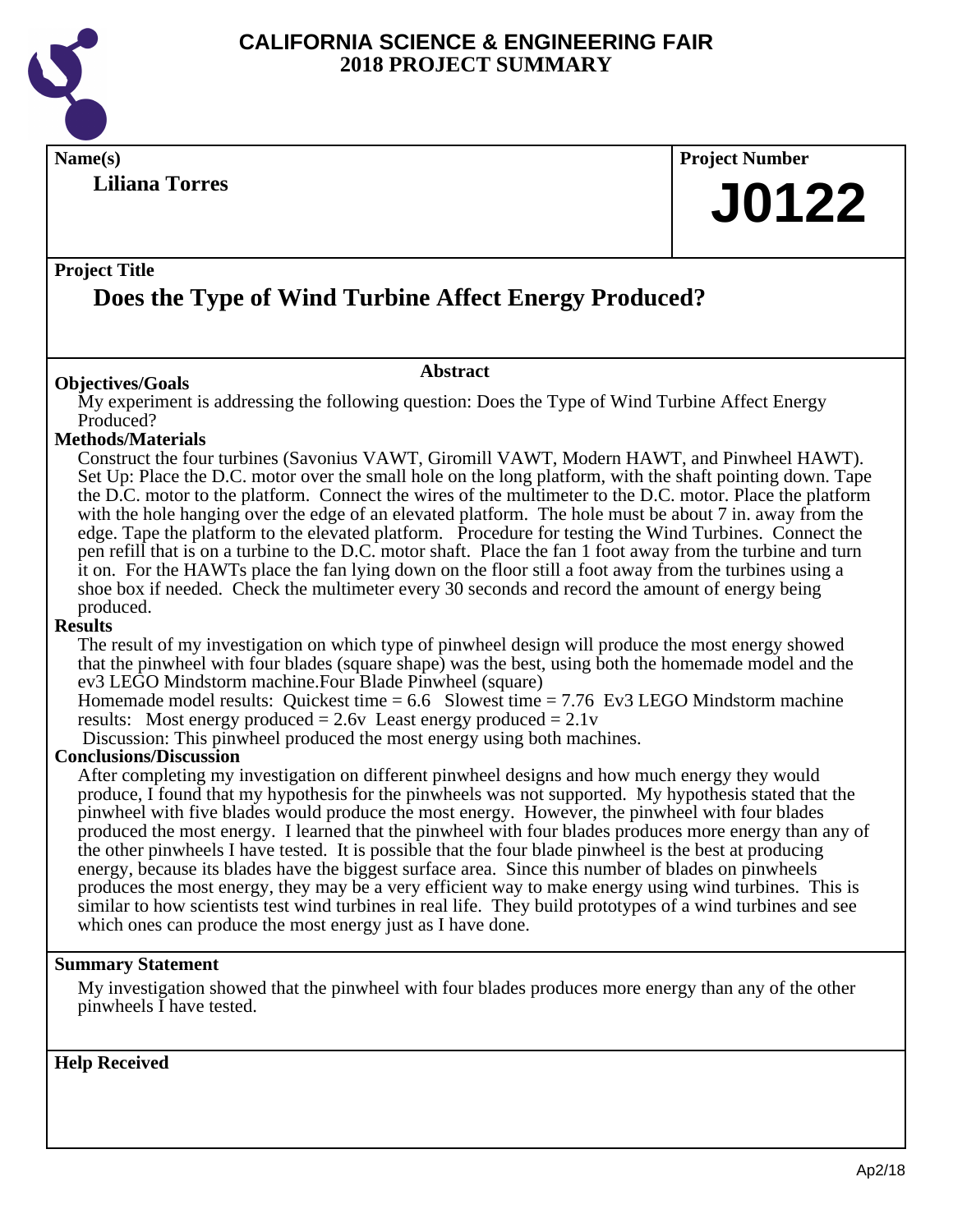# CALIFORNIA SCIENCE & ENGINEERING FAIR
# 2018 PROJECT SUMMARY

**Name(s)**

**Liliana Torres**

**Project Number**

**J0122**

**Project Title**

## Does the Type of Wind Turbine Affect Energy Produced?

### Abstract

**Objectives/Goals**

My experiment is addressing the following question: Does the Type of Wind Turbine Affect Energy Produced?

**Methods/Materials**

Construct the four turbines (Savonius VAWT, Giromill VAWT, Modern HAWT, and Pinwheel HAWT). Set Up: Place the D.C. motor over the small hole on the long platform, with the shaft pointing down. Tape the D.C. motor to the platform. Connect the wires of the multimeter to the D.C. motor. Place the platform with the hole hanging over the edge of an elevated platform. The hole must be about 7 in. away from the edge. Tape the platform to the elevated platform. Procedure for testing the Wind Turbines. Connect the pen refill that is on a turbine to the D.C. motor shaft. Place the fan 1 foot away from the turbine and turn it on. For the HAWTs place the fan lying down on the floor still a foot away from the turbines using a shoe box if needed. Check the multimeter every 30 seconds and record the amount of energy being produced.

**Results**

The result of my investigation on which type of pinwheel design will produce the most energy showed that the pinwheel with four blades (square shape) was the best, using both the homemade model and the ev3 LEGO Mindstorm machine.Four Blade Pinwheel (square)

Homemade model results: Quickest time = 6.6 Slowest time = 7.76 Ev3 LEGO Mindstorm machine results: Most energy produced = 2.6v Least energy produced = 2.1v

Discussion: This pinwheel produced the most energy using both machines.

**Conclusions/Discussion**

After completing my investigation on different pinwheel designs and how much energy they would produce, I found that my hypothesis for the pinwheels was not supported. My hypothesis stated that the pinwheel with five blades would produce the most energy. However, the pinwheel with four blades produced the most energy. I learned that the pinwheel with four blades produces more energy than any of the other pinwheels I have tested. It is possible that the four blade pinwheel is the best at producing energy, because its blades have the biggest surface area. Since this number of blades on pinwheels produces the most energy, they may be a very efficient way to make energy using wind turbines. This is similar to how scientists test wind turbines in real life. They build prototypes of a wind turbines and see which ones can produce the most energy just as I have done.

**Summary Statement**

My investigation showed that the pinwheel with four blades produces more energy than any of the other pinwheels I have tested.

**Help Received**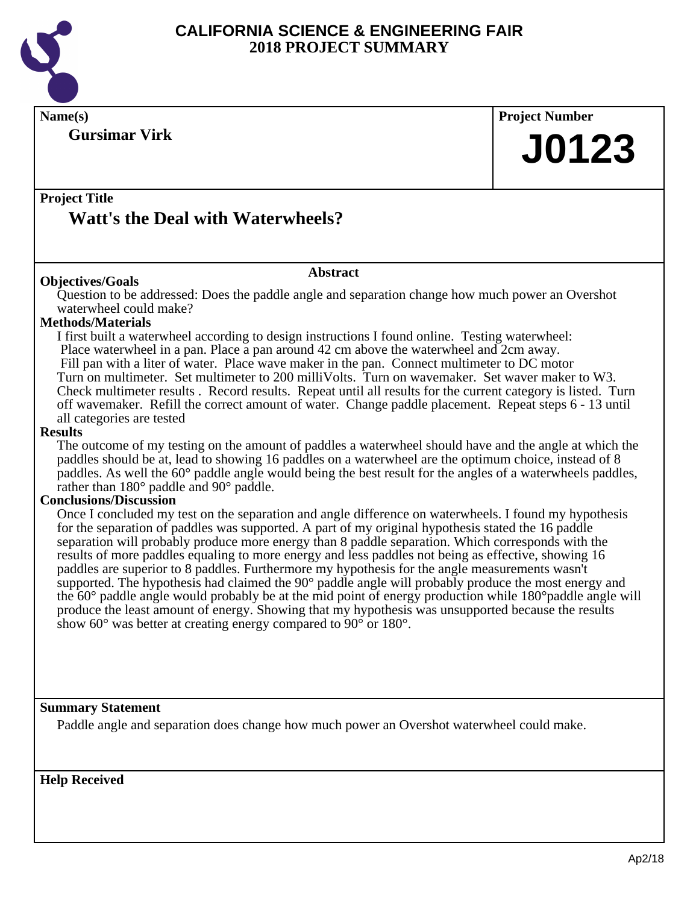# CALIFORNIA SCIENCE & ENGINEERING FAIR
## 2018 PROJECT SUMMARY

**Name(s)**

**Gursimar Virk**

**Project Number**

**J0123**

**Project Title**

## Watt's the Deal with Waterwheels?

**Abstract**

**Objectives/Goals**

Question to be addressed: Does the paddle angle and separation change how much power an Overshot waterwheel could make?

**Methods/Materials**

I first built a waterwheel according to design instructions I found online. Testing waterwheel: Place waterwheel in a pan. Place a pan around 42 cm above the waterwheel and 2cm away. Fill pan with a liter of water. Place wave maker in the pan. Connect multimeter to DC motor Turn on multimeter. Set multimeter to 200 milliVolts. Turn on wavemaker. Set waver maker to W3. Check multimeter results . Record results. Repeat until all results for the current category is listed. Turn off wavemaker. Refill the correct amount of water. Change paddle placement. Repeat steps 6 - 13 until all categories are tested

**Results**

The outcome of my testing on the amount of paddles a waterwheel should have and the angle at which the paddles should be at, lead to showing 16 paddles on a waterwheel are the optimum choice, instead of 8 paddles. As well the 60° paddle angle would being the best result for the angles of a waterwheels paddles, rather than 180° paddle and 90° paddle.

**Conclusions/Discussion**

Once I concluded my test on the separation and angle difference on waterwheels. I found my hypothesis for the separation of paddles was supported. A part of my original hypothesis stated the 16 paddle separation will probably produce more energy than 8 paddle separation. Which corresponds with the results of more paddles equaling to more energy and less paddles not being as effective, showing 16 paddles are superior to 8 paddles. Furthermore my hypothesis for the angle measurements wasn't supported. The hypothesis had claimed the 90° paddle angle will probably produce the most energy and the 60° paddle angle would probably be at the mid point of energy production while 180°paddle angle will produce the least amount of energy. Showing that my hypothesis was unsupported because the results show 60° was better at creating energy compared to 90° or 180°.

**Summary Statement**

Paddle angle and separation does change how much power an Overshot waterwheel could make.

**Help Received**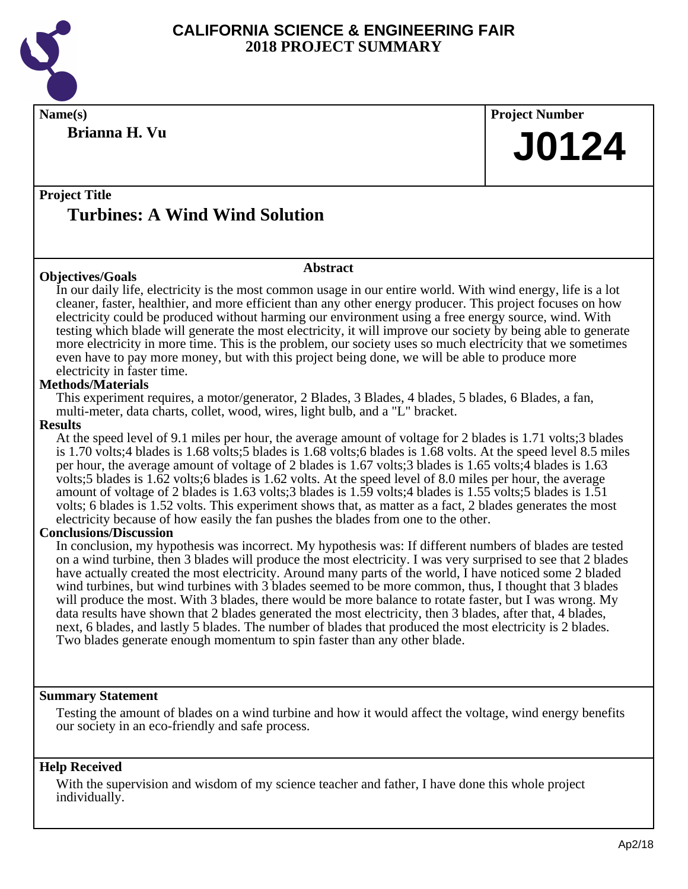# CALIFORNIA SCIENCE & ENGINEERING FAIR
# 2018 PROJECT SUMMARY

**Name(s)**

**Brianna H. Vu**

**Project Number**

**J0124**

**Project Title**

## Turbines: A Wind Wind Solution

**Abstract**

**Objectives/Goals**

In our daily life, electricity is the most common usage in our entire world. With wind energy, life is a lot cleaner, faster, healthier, and more efficient than any other energy producer. This project focuses on how electricity could be produced without harming our environment using a free energy source, wind. With testing which blade will generate the most electricity, it will improve our society by being able to generate more electricity in more time. This is the problem, our society uses so much electricity that we sometimes even have to pay more money, but with this project being done, we will be able to produce more electricity in faster time.

**Methods/Materials**

This experiment requires, a motor/generator, 2 Blades, 3 Blades, 4 blades, 5 blades, 6 Blades, a fan, multi-meter, data charts, collet, wood, wires, light bulb, and a "L" bracket.

**Results**

At the speed level of 9.1 miles per hour, the average amount of voltage for 2 blades is 1.71 volts;3 blades is 1.70 volts;4 blades is 1.68 volts;5 blades is 1.68 volts;6 blades is 1.68 volts. At the speed level 8.5 miles per hour, the average amount of voltage of 2 blades is 1.67 volts;3 blades is 1.65 volts;4 blades is 1.63 volts;5 blades is 1.62 volts;6 blades is 1.62 volts. At the speed level of 8.0 miles per hour, the average amount of voltage of 2 blades is 1.63 volts;3 blades is 1.59 volts;4 blades is 1.55 volts;5 blades is 1.51 volts; 6 blades is 1.52 volts. This experiment shows that, as matter as a fact, 2 blades generates the most electricity because of how easily the fan pushes the blades from one to the other.

**Conclusions/Discussion**

In conclusion, my hypothesis was incorrect. My hypothesis was: If different numbers of blades are tested on a wind turbine, then 3 blades will produce the most electricity. I was very surprised to see that 2 blades have actually created the most electricity. Around many parts of the world, I have noticed some 2 bladed wind turbines, but wind turbines with 3 blades seemed to be more common, thus, I thought that 3 blades will produce the most. With 3 blades, there would be more balance to rotate faster, but I was wrong. My data results have shown that 2 blades generated the most electricity, then 3 blades, after that, 4 blades, next, 6 blades, and lastly 5 blades. The number of blades that produced the most electricity is 2 blades. Two blades generate enough momentum to spin faster than any other blade.

**Summary Statement**

Testing the amount of blades on a wind turbine and how it would affect the voltage, wind energy benefits our society in an eco-friendly and safe process.

**Help Received**

With the supervision and wisdom of my science teacher and father, I have done this whole project individually.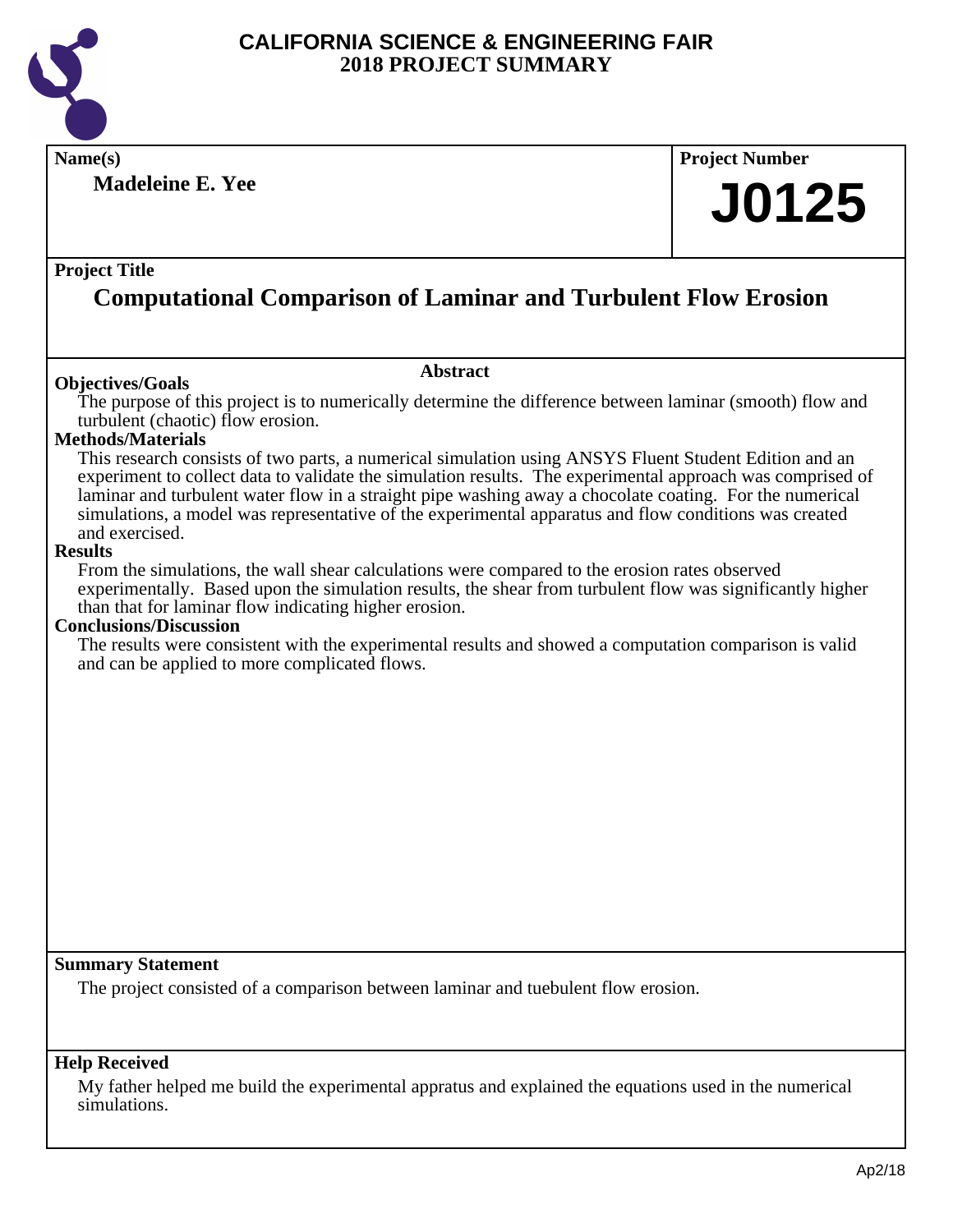# CALIFORNIA SCIENCE & ENGINEERING FAIR
## 2018 PROJECT SUMMARY

**Name(s)**

**Madeleine E. Yee**

**Project Number**

**J0125**

**Project Title**

## Computational Comparison of Laminar and Turbulent Flow Erosion

### Abstract

**Objectives/Goals**

The purpose of this project is to numerically determine the difference between laminar (smooth) flow and turbulent (chaotic) flow erosion.

**Methods/Materials**

This research consists of two parts, a numerical simulation using ANSYS Fluent Student Edition and an experiment to collect data to validate the simulation results. The experimental approach was comprised of laminar and turbulent water flow in a straight pipe washing away a chocolate coating. For the numerical simulations, a model was representative of the experimental apparatus and flow conditions was created and exercised.

**Results**

From the simulations, the wall shear calculations were compared to the erosion rates observed experimentally. Based upon the simulation results, the shear from turbulent flow was significantly higher than that for laminar flow indicating higher erosion.

**Conclusions/Discussion**

The results were consistent with the experimental results and showed a computation comparison is valid and can be applied to more complicated flows.

**Summary Statement**

The project consisted of a comparison between laminar and tuebulent flow erosion.

**Help Received**

My father helped me build the experimental appratus and explained the equations used in the numerical simulations.